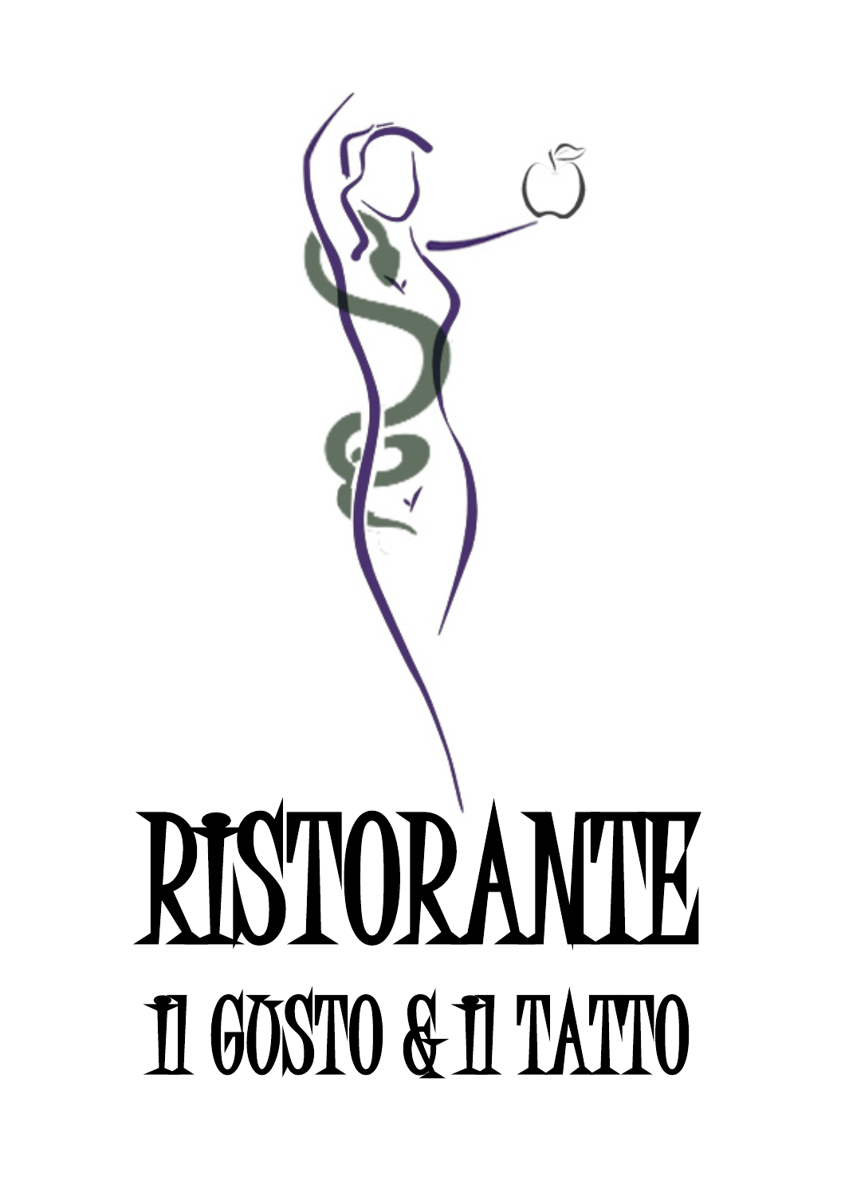# RISTORANTE

## il GUSTO & il TATTO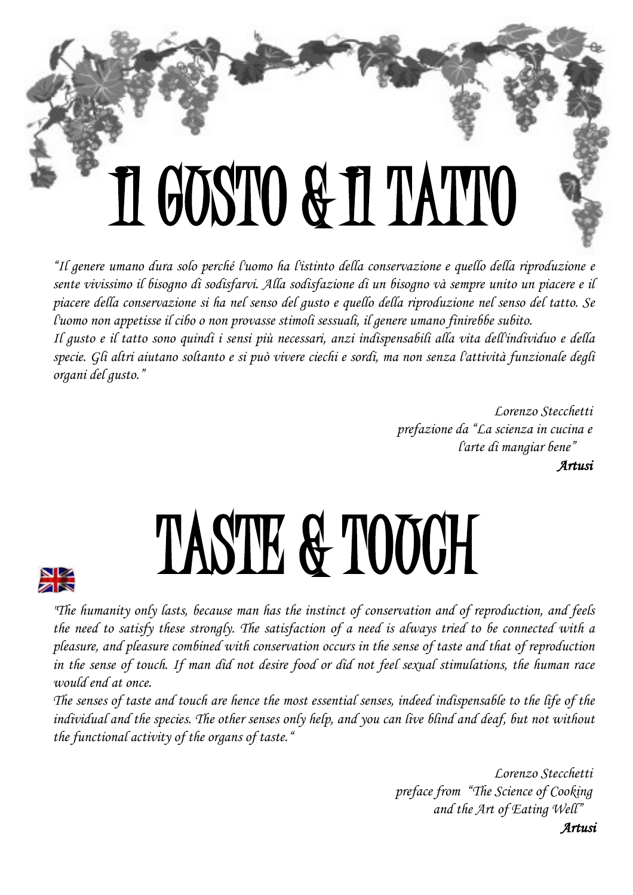# Il gusto & il tatto

*"Il genere umano dura solo perché l'uomo ha l'istinto della conservazione e quello della riproduzione e sente vivissimo il bisogno di sodisfarvi. Alla sodisfazione di un bisogno và sempre unito un piacere e il piacere della conservazione si ha nel senso del gusto e quello della riproduzione nel senso del tatto. Se l'uomo non appetisse il cibo o non provasse stimoli sessuali, il genere umano finirebbe subito.*
*Il gusto e il tatto sono quindi i sensi più necessari, anzi indispensabili alla vita dell'individuo e della specie. Gli altri aiutano soltanto e si può vivere ciechi e sordi, ma non senza l'attività funzionale degli organi del gusto."*

*Lorenzo Stecchetti*
*prefazione da "La scienza in cucina e l'arte di mangiar bene"*
***Artusi***

# Taste & touch

*"The humanity only lasts, because man has the instinct of conservation and of reproduction, and feels the need to satisfy these strongly. The satisfaction of a need is always tried to be connected with a pleasure, and pleasure combined with conservation occurs in the sense of taste and that of reproduction in the sense of touch. If man did not desire food or did not feel sexual stimulations, the human race would end at once.*
*The senses of taste and touch are hence the most essential senses, indeed indispensable to the life of the individual and the species. The other senses only help, and you can live blind and deaf, but not without the functional activity of the organs of taste."*

*Lorenzo Stecchetti*
*preface from "The Science of Cooking and the Art of Eating Well"*
***Artusi***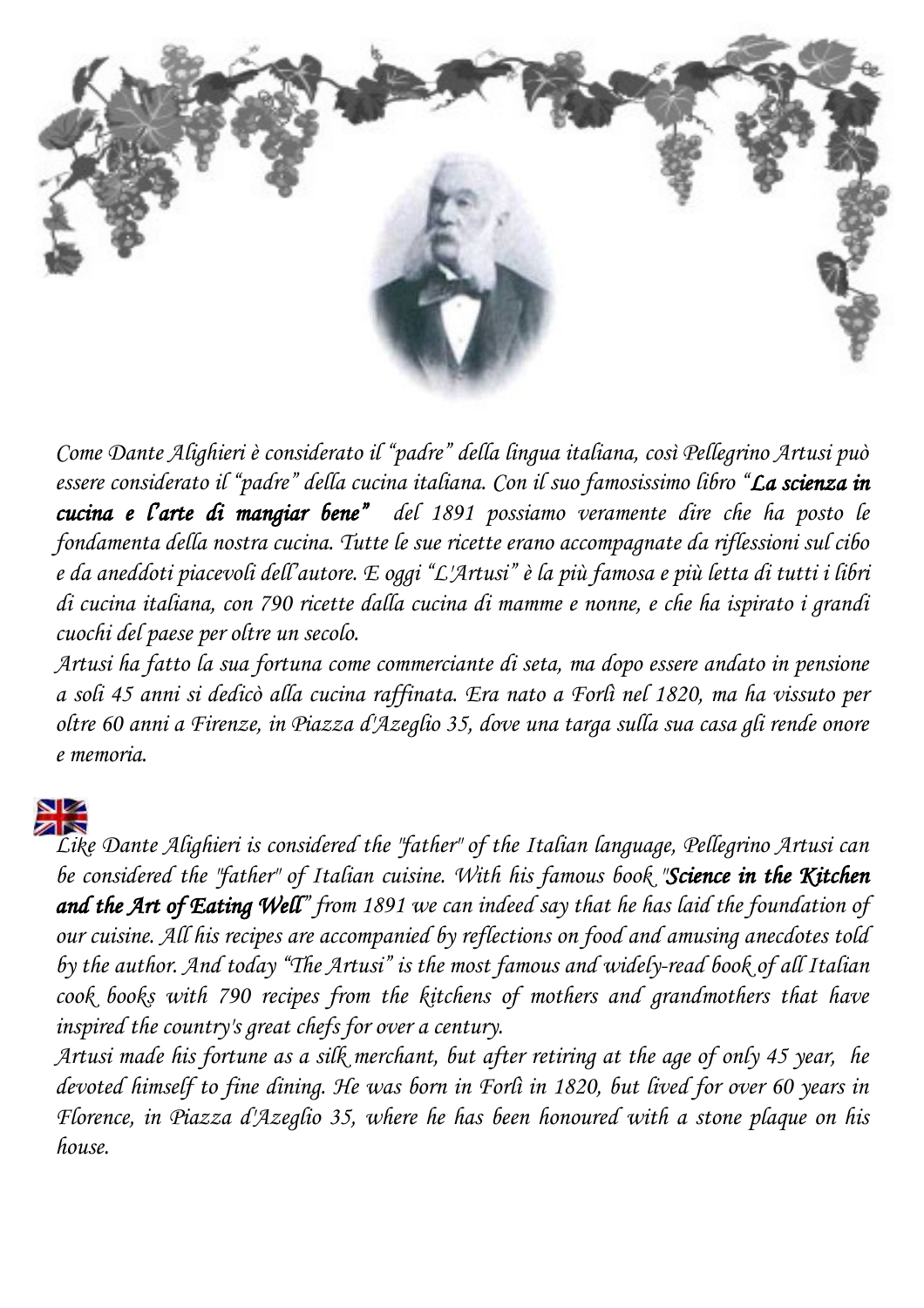*Come Dante Alighieri è considerato il "padre" della lingua italiana, così Pellegrino Artusi può essere considerato il "padre" della cucina italiana. Con il suo famosissimo libro "**La scienza in cucina e l'arte di mangiar bene**" del 1891 possiamo veramente dire che ha posto le fondamenta della nostra cucina. Tutte le sue ricette erano accompagnate da riflessioni sul cibo e da aneddoti piacevoli dell'autore. E oggi "L'Artusi" è la più famosa e più letta di tutti i libri di cucina italiana, con 790 ricette dalla cucina di mamme e nonne, e che ha ispirato i grandi cuochi del paese per oltre un secolo.*

*Artusi ha fatto la sua fortuna come commerciante di seta, ma dopo essere andato in pensione a soli 45 anni si dedicò alla cucina raffinata. Era nato a Forlì nel 1820, ma ha vissuto per oltre 60 anni a Firenze, in Piazza d'Azeglio 35, dove una targa sulla sua casa gli rende onore e memoria.*

*Like Dante Alighieri is considered the "father" of the Italian language, Pellegrino Artusi can be considered the "father" of Italian cuisine. With his famous book "**Science in the Kitchen and the Art of Eating Well**" from 1891 we can indeed say that he has laid the foundation of our cuisine. All his recipes are accompanied by reflections on food and amusing anecdotes told by the author. And today "The Artusi" is the most famous and widely-read book of all Italian cook books with 790 recipes from the kitchens of mothers and grandmothers that have inspired the country's great chefs for over a century.*

*Artusi made his fortune as a silk merchant, but after retiring at the age of only 45 year, he devoted himself to fine dining. He was born in Forlì in 1820, but lived for over 60 years in Florence, in Piazza d'Azeglio 35, where he has been honoured with a stone plaque on his house.*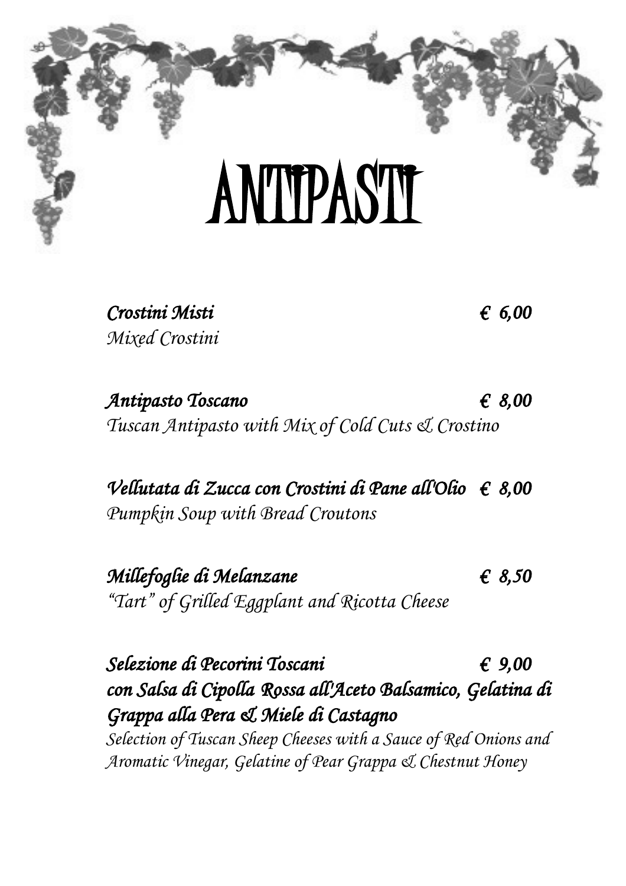# ANTIPASTI

***Crostini Misti*** — *€ 6,00*
*Mixed Crostini*

***Antipasto Toscano*** — *€ 8,00*
*Tuscan Antipasto with Mix of Cold Cuts & Crostino*

***Vellutata di Zucca con Crostini di Pane all'Olio*** — *€ 8,00*
*Pumpkin Soup with Bread Croutons*

***Millefoglie di Melanzane*** — *€ 8,50*
*"Tart" of Grilled Eggplant and Ricotta Cheese*

***Selezione di Pecorini Toscani*** — *€ 9,00*
***con Salsa di Cipolla Rossa all'Aceto Balsamico, Gelatina di Grappa alla Pera & Miele di Castagno***
*Selection of Tuscan Sheep Cheeses with a Sauce of Red Onions and Aromatic Vinegar, Gelatine of Pear Grappa & Chestnut Honey*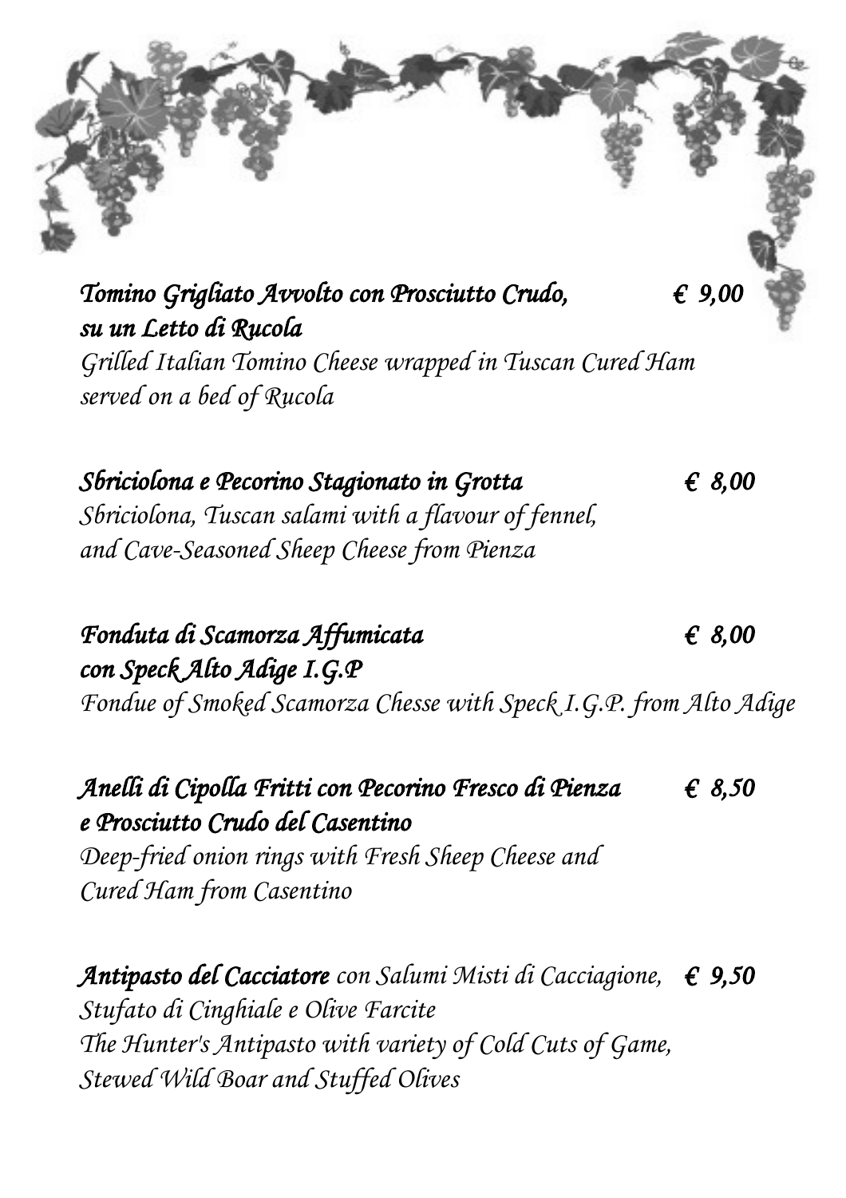***Tomino Grigliato Avvolto con Prosciutto Crudo, su un Letto di Rucola*** — ***€ 9,00***

*Grilled Italian Tomino Cheese wrapped in Tuscan Cured Ham served on a bed of Rucola*

***Sbriciolona e Pecorino Stagionato in Grotta*** — ***€ 8,00***

*Sbriciolona, Tuscan salami with a flavour of fennel, and Cave-Seasoned Sheep Cheese from Pienza*

***Fonduta di Scamorza Affumicata con Speck Alto Adige I.G.P*** — ***€ 8,00***

*Fondue of Smoked Scamorza Chesse with Speck I.G.P. from Alto Adige*

***Anelli di Cipolla Fritti con Pecorino Fresco di Pienza e Prosciutto Crudo del Casentino*** — ***€ 8,50***

*Deep-fried onion rings with Fresh Sheep Cheese and Cured Ham from Casentino*

***Antipasto del Cacciatore*** *con Salumi Misti di Cacciagione, Stufato di Cinghiale e Olive Farcite* — ***€ 9,50***

*The Hunter's Antipasto with variety of Cold Cuts of Game, Stewed Wild Boar and Stuffed Olives*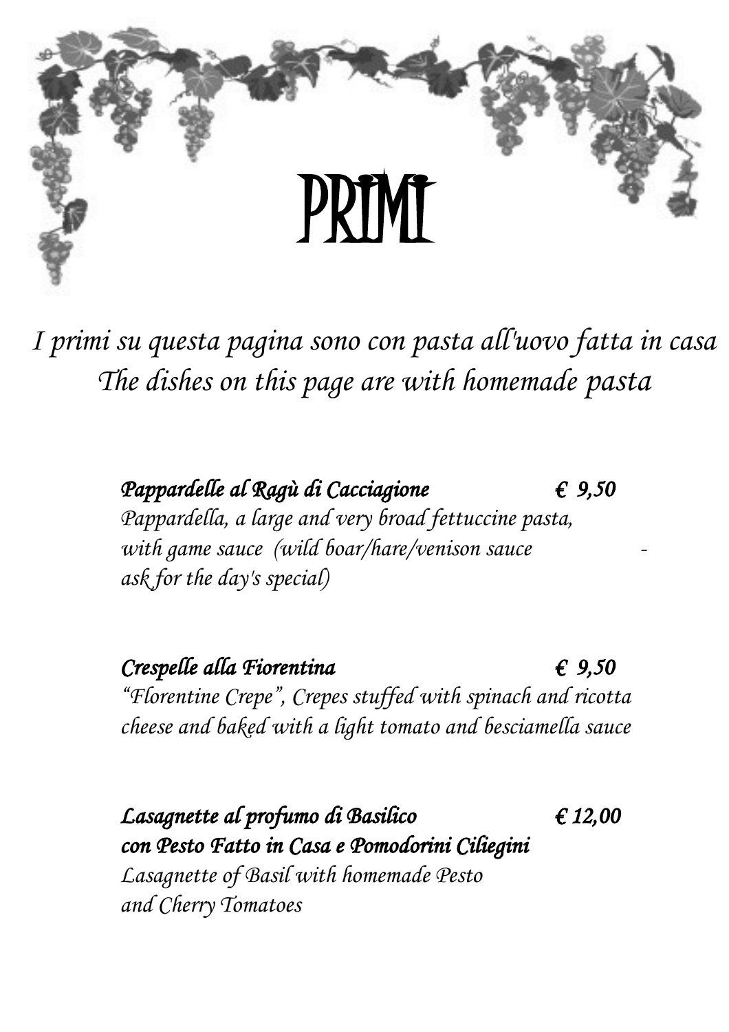# PRIMI

*I primi su questa pagina sono con pasta all'uovo fatta in casa*
*The dishes on this page are with homemade pasta*

***Pappardelle al Ragù di Cacciagione*** ***€ 9,50***
*Pappardella, a large and very broad fettuccine pasta, with game sauce (wild boar/hare/venison sauce - ask for the day's special)*

***Crespelle alla Fiorentina*** ***€ 9,50***
*"Florentine Crepe", Crepes stuffed with spinach and ricotta cheese and baked with a light tomato and besciamella sauce*

***Lasagnette al profumo di Basilico con Pesto Fatto in Casa e Pomodorini Ciliegini*** ***€ 12,00***
*Lasagnette of Basil with homemade Pesto and Cherry Tomatoes*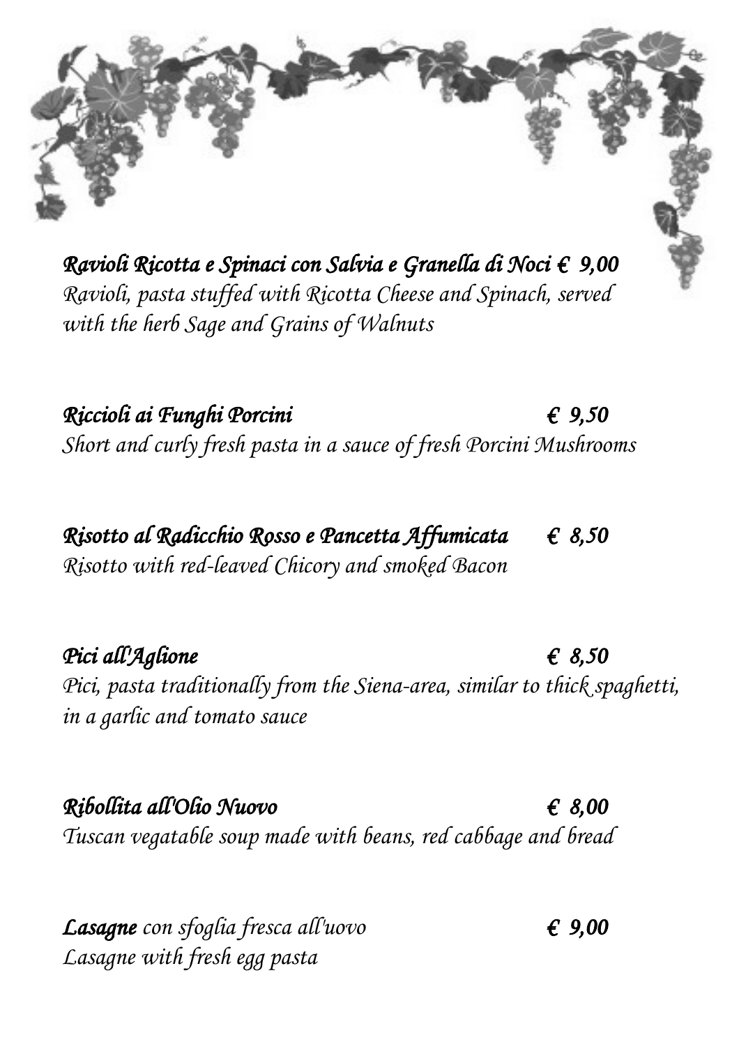***Ravioli Ricotta e Spinaci con Salvia e Granella di Noci € 9,00***
*Ravioli, pasta stuffed with Ricotta Cheese and Spinach, served with the herb Sage and Grains of Walnuts*

***Riccioli ai Funghi Porcini € 9,50***
*Short and curly fresh pasta in a sauce of fresh Porcini Mushrooms*

***Risotto al Radicchio Rosso e Pancetta Affumicata € 8,50***
*Risotto with red-leaved Chicory and smoked Bacon*

***Pici all'Aglione € 8,50***
*Pici, pasta traditionally from the Siena-area, similar to thick spaghetti, in a garlic and tomato sauce*

***Ribollita all'Olio Nuovo € 8,00***
*Tuscan vegatable soup made with beans, red cabbage and bread*

***Lasagne*** *con sfoglia fresca all'uovo* ***€ 9,00***
*Lasagne with fresh egg pasta*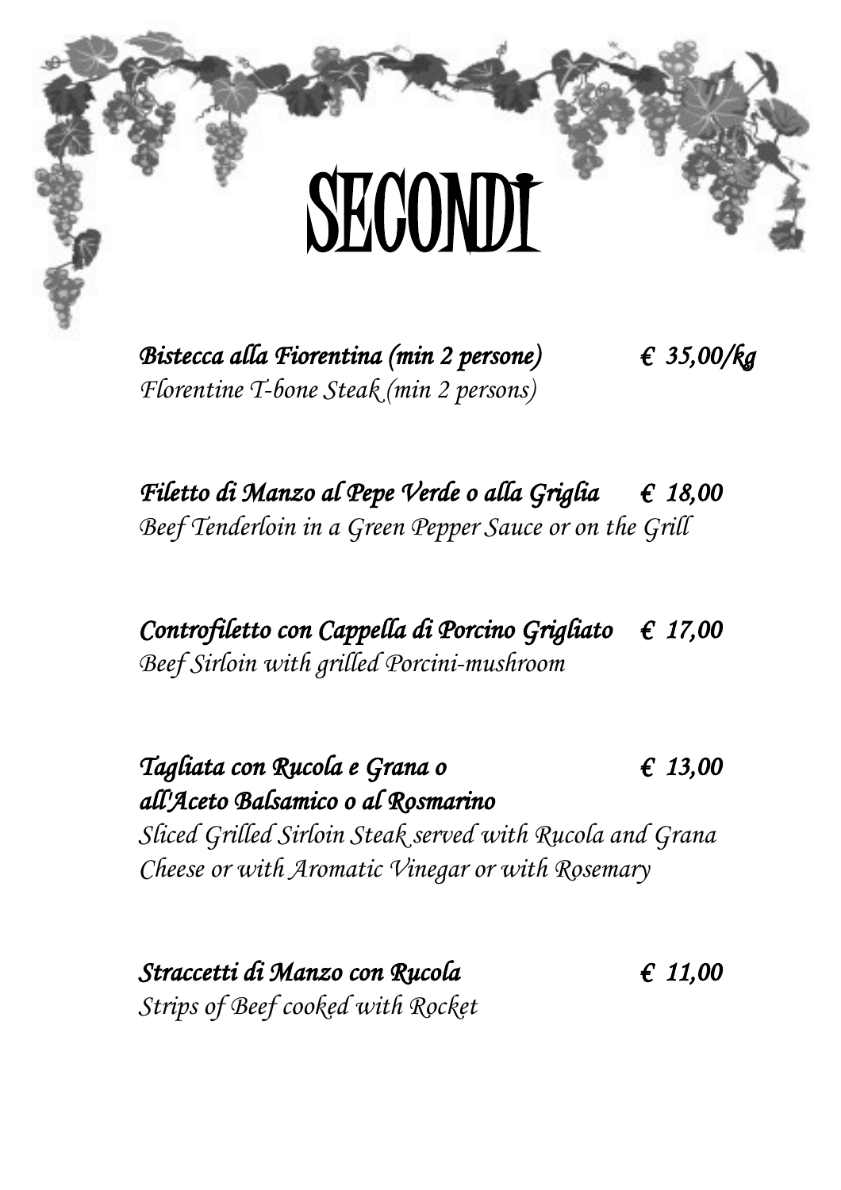# SECONDI

***Bistecca alla Fiorentina (min 2 persone)*** ***€ 35,00/kg***
*Florentine T-bone Steak (min 2 persons)*

***Filetto di Manzo al Pepe Verde o alla Griglia*** ***€ 18,00***
*Beef Tenderloin in a Green Pepper Sauce or on the Grill*

***Controfiletto con Cappella di Porcino Grigliato*** ***€ 17,00***
*Beef Sirloin with grilled Porcini-mushroom*

***Tagliata con Rucola e Grana o all'Aceto Balsamico o al Rosmarino*** ***€ 13,00***
*Sliced Grilled Sirloin Steak served with Rucola and Grana Cheese or with Aromatic Vinegar or with Rosemary*

***Straccetti di Manzo con Rucola*** ***€ 11,00***
*Strips of Beef cooked with Rocket*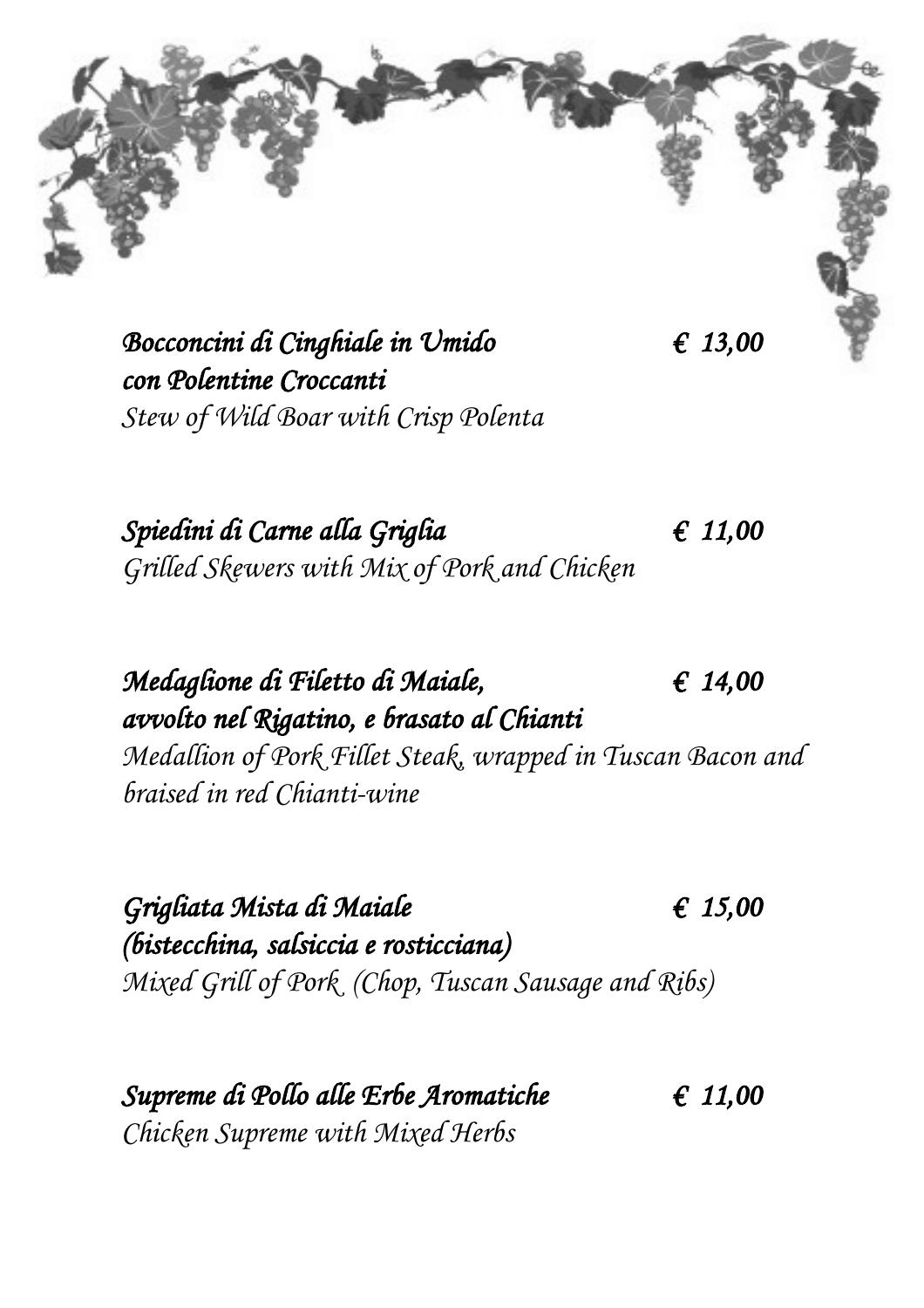***Bocconcini di Cinghiale in Umido con Polentine Croccanti*** — ***€ 13,00***
*Stew of Wild Boar with Crisp Polenta*

***Spiedini di Carne alla Griglia*** — ***€ 11,00***
*Grilled Skewers with Mix of Pork and Chicken*

***Medaglione di Filetto di Maiale, avvolto nel Rigatino, e brasato al Chianti*** — ***€ 14,00***
*Medallion of Pork Fillet Steak, wrapped in Tuscan Bacon and braised in red Chianti-wine*

***Grigliata Mista di Maiale (bistecchina, salsiccia e rosticciana)*** — ***€ 15,00***
*Mixed Grill of Pork (Chop, Tuscan Sausage and Ribs)*

***Supreme di Pollo alle Erbe Aromatiche*** — ***€ 11,00***
*Chicken Supreme with Mixed Herbs*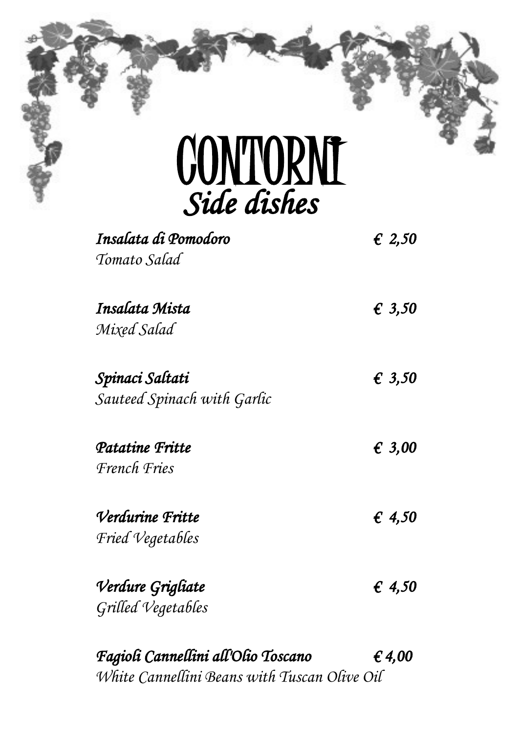# CONTORNI

## *Side dishes*

***Insalata di Pomodoro*** — ***€ 2,50***
*Tomato Salad*

***Insalata Mista*** — ***€ 3,50***
*Mixed Salad*

***Spinaci Saltati*** — ***€ 3,50***
*Sauteed Spinach with Garlic*

***Patatine Fritte*** — ***€ 3,00***
*French Fries*

***Verdurine Fritte*** — ***€ 4,50***
*Fried Vegetables*

***Verdure Grigliate*** — ***€ 4,50***
*Grilled Vegetables*

***Fagioli Cannellini all'Olio Toscano*** — ***€ 4,00***
*White Cannellini Beans with Tuscan Olive Oil*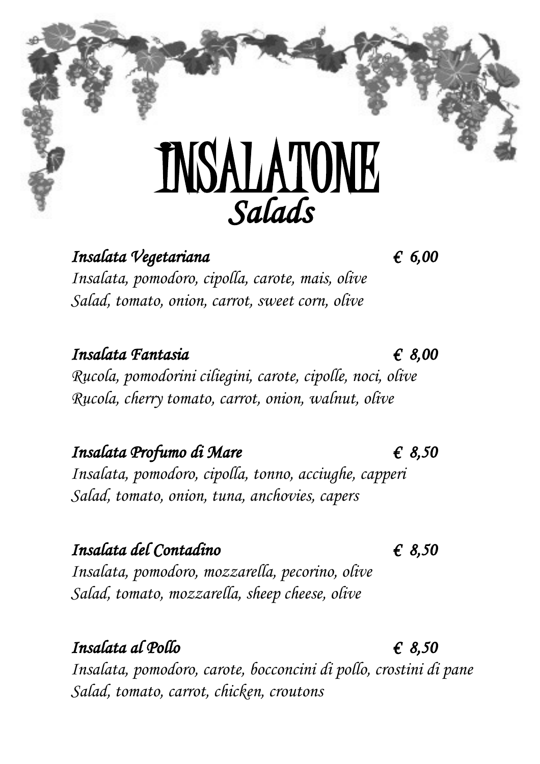# INSALATONE

## *Salads*

***Insalata Vegetariana*** **€ 6,00**

*Insalata, pomodoro, cipolla, carote, mais, olive*
*Salad, tomato, onion, carrot, sweet corn, olive*

***Insalata Fantasia*** **€ 8,00**

*Rucola, pomodorini ciliegini, carote, cipolle, noci, olive*
*Rucola, cherry tomato, carrot, onion, walnut, olive*

***Insalata Profumo di Mare*** **€ 8,50**

*Insalata, pomodoro, cipolla, tonno, acciughe, capperi*
*Salad, tomato, onion, tuna, anchovies, capers*

***Insalata del Contadino*** **€ 8,50**

*Insalata, pomodoro, mozzarella, pecorino, olive*
*Salad, tomato, mozzarella, sheep cheese, olive*

***Insalata al Pollo*** **€ 8,50**

*Insalata, pomodoro, carote, bocconcini di pollo, crostini di pane*
*Salad, tomato, carrot, chicken, croutons*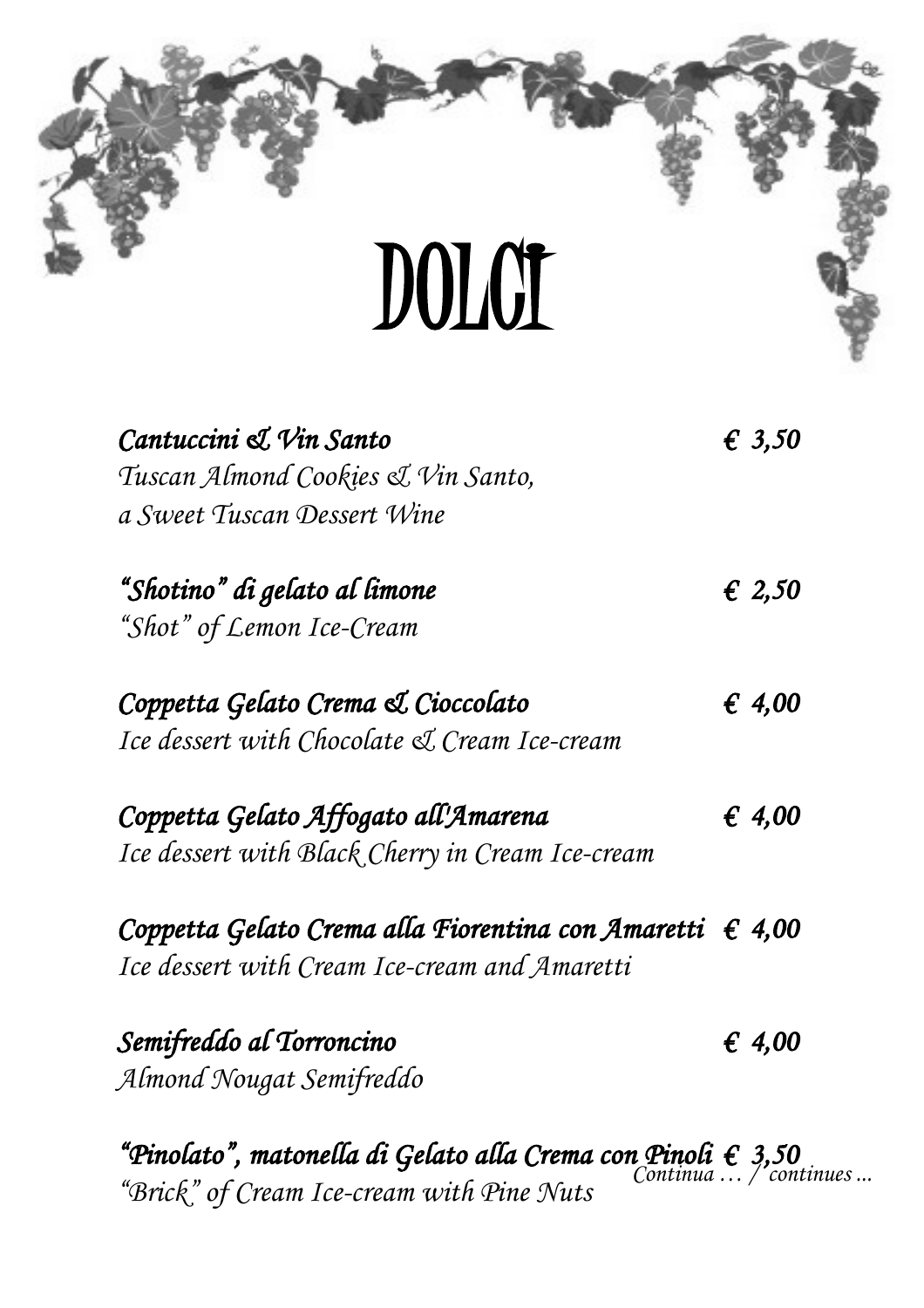# DOLCI

***Cantuccini & Vin Santo*** — € 3,50
*Tuscan Almond Cookies & Vin Santo, a Sweet Tuscan Dessert Wine*

***"Shotino" di gelato al limone*** — € 2,50
*"Shot" of Lemon Ice-Cream*

***Coppetta Gelato Crema & Cioccolato*** — € 4,00
*Ice dessert with Chocolate & Cream Ice-cream*

***Coppetta Gelato Affogato all'Amarena*** — € 4,00
*Ice dessert with Black Cherry in Cream Ice-cream*

***Coppetta Gelato Crema alla Fiorentina con Amaretti*** — € 4,00
*Ice dessert with Cream Ice-cream and Amaretti*

***Semifreddo al Torroncino*** — € 4,00
*Almond Nougat Semifreddo*

***"Pinolato", matonella di Gelato alla Crema con Pinoli*** — € 3,50
*"Brick" of Cream Ice-cream with Pine Nuts*

*Continua … / continues ...*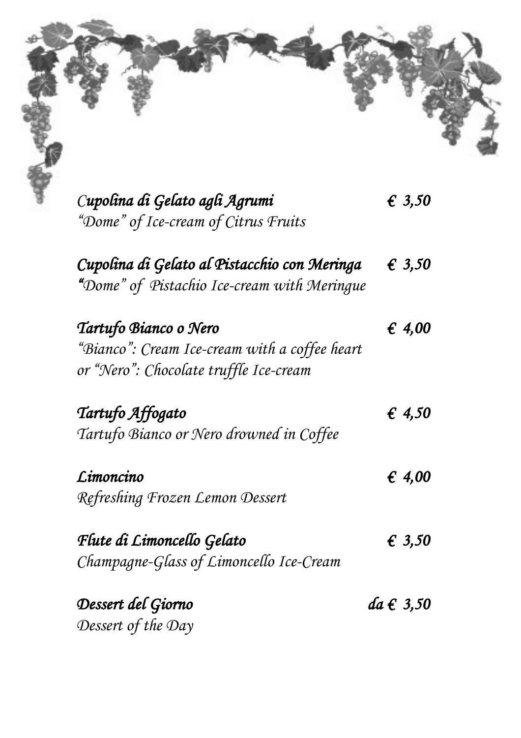***Cupolina di Gelato agli Agrumi*** — *€ 3,50*
*"Dome" of Ice-cream of Citrus Fruits*

***Cupolina di Gelato al Pistacchio con Meringa*** — *€ 3,50*
*"Dome" of Pistachio Ice-cream with Meringue*

***Tartufo Bianco o Nero*** — *€ 4,00*
*"Bianco": Cream Ice-cream with a coffee heart*
*or "Nero": Chocolate truffle Ice-cream*

***Tartufo Affogato*** — *€ 4,50*
*Tartufo Bianco or Nero drowned in Coffee*

***Limoncino*** — *€ 4,00*
*Refreshing Frozen Lemon Dessert*

***Flute di Limoncello Gelato*** — *€ 3,50*
*Champagne-Glass of Limoncello Ice-Cream*

***Dessert del Giorno*** — *da € 3,50*
*Dessert of the Day*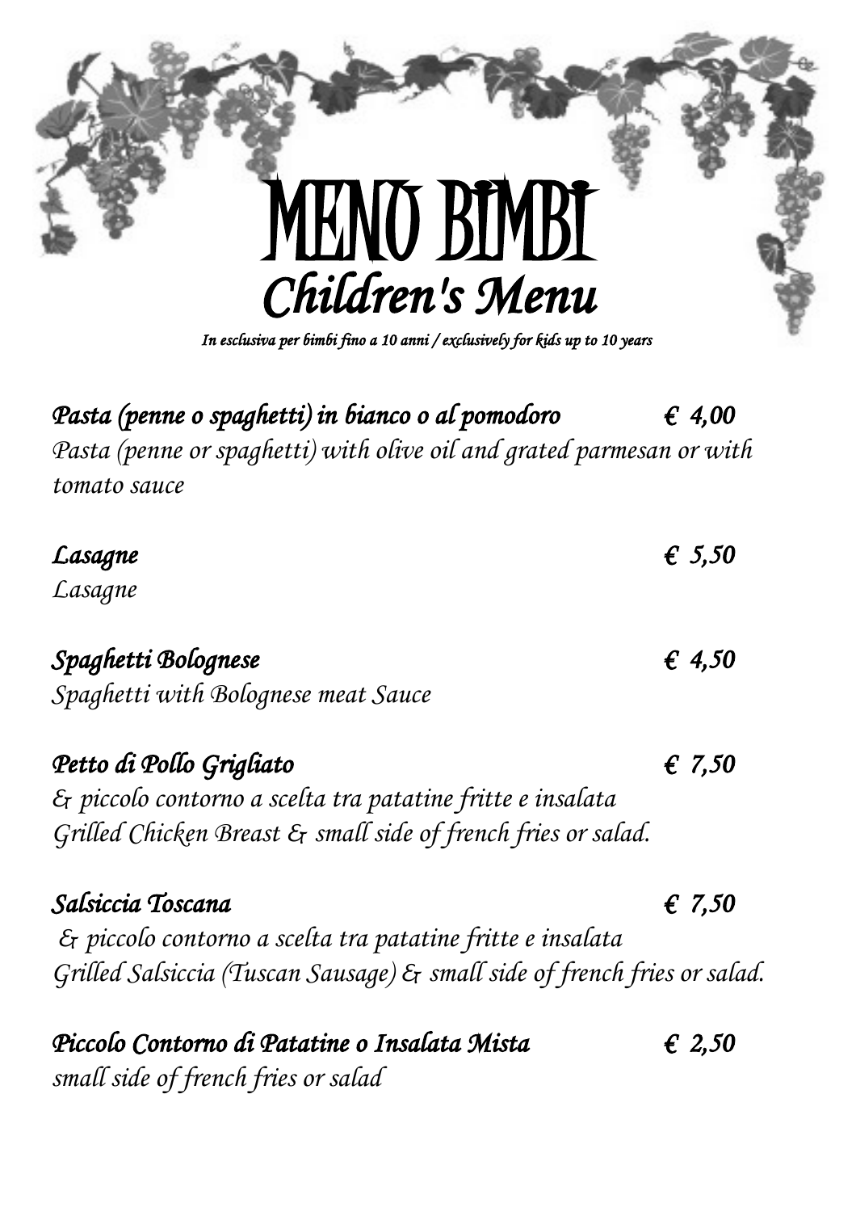# MENU BIMBI

## *Children's Menu*

*In esclusiva per bimbi fino a 10 anni / exclusively for kids up to 10 years*

***Pasta (penne o spaghetti) in bianco o al pomodoro*** **€ 4,00**
*Pasta (penne or spaghetti) with olive oil and grated parmesan or with tomato sauce*

***Lasagne*** **€ 5,50**
*Lasagne*

***Spaghetti Bolognese*** **€ 4,50**
*Spaghetti with Bolognese meat Sauce*

***Petto di Pollo Grigliato*** **€ 7,50**
*& piccolo contorno a scelta tra patatine fritte e insalata*
*Grilled Chicken Breast & small side of french fries or salad.*

***Salsiccia Toscana*** **€ 7,50**
*& piccolo contorno a scelta tra patatine fritte e insalata*
*Grilled Salsiccia (Tuscan Sausage) & small side of french fries or salad.*

***Piccolo Contorno di Patatine o Insalata Mista*** **€ 2,50**
*small side of french fries or salad*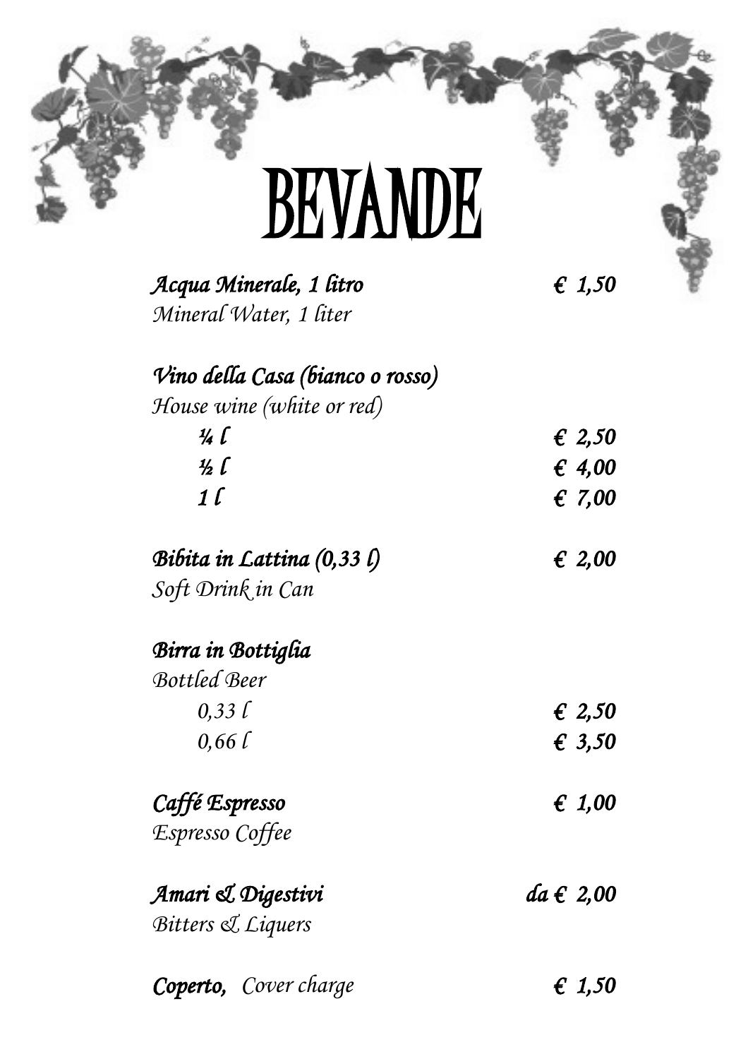# BEVANDE

***Acqua Minerale, 1 litro*** — ***€ 1,50***
*Mineral Water, 1 liter*

***Vino della Casa (bianco o rosso)***
*House wine (white or red)*

| | |
|---|---|
| ***¼ l*** | ***€ 2,50*** |
| ***½ l*** | ***€ 4,00*** |
| ***1 l*** | ***€ 7,00*** |

***Bibita in Lattina (0,33 l)*** — ***€ 2,00***
*Soft Drink in Can*

***Birra in Bottiglia***
*Bottled Beer*

| | |
|---|---|
| *0,33 l* | ***€ 2,50*** |
| *0,66 l* | ***€ 3,50*** |

***Caffé Espresso*** — ***€ 1,00***
*Espresso Coffee*

***Amari & Digestivi*** — ***da € 2,00***
*Bitters & Liquers*

***Coperto,*** *Cover charge* — ***€ 1,50***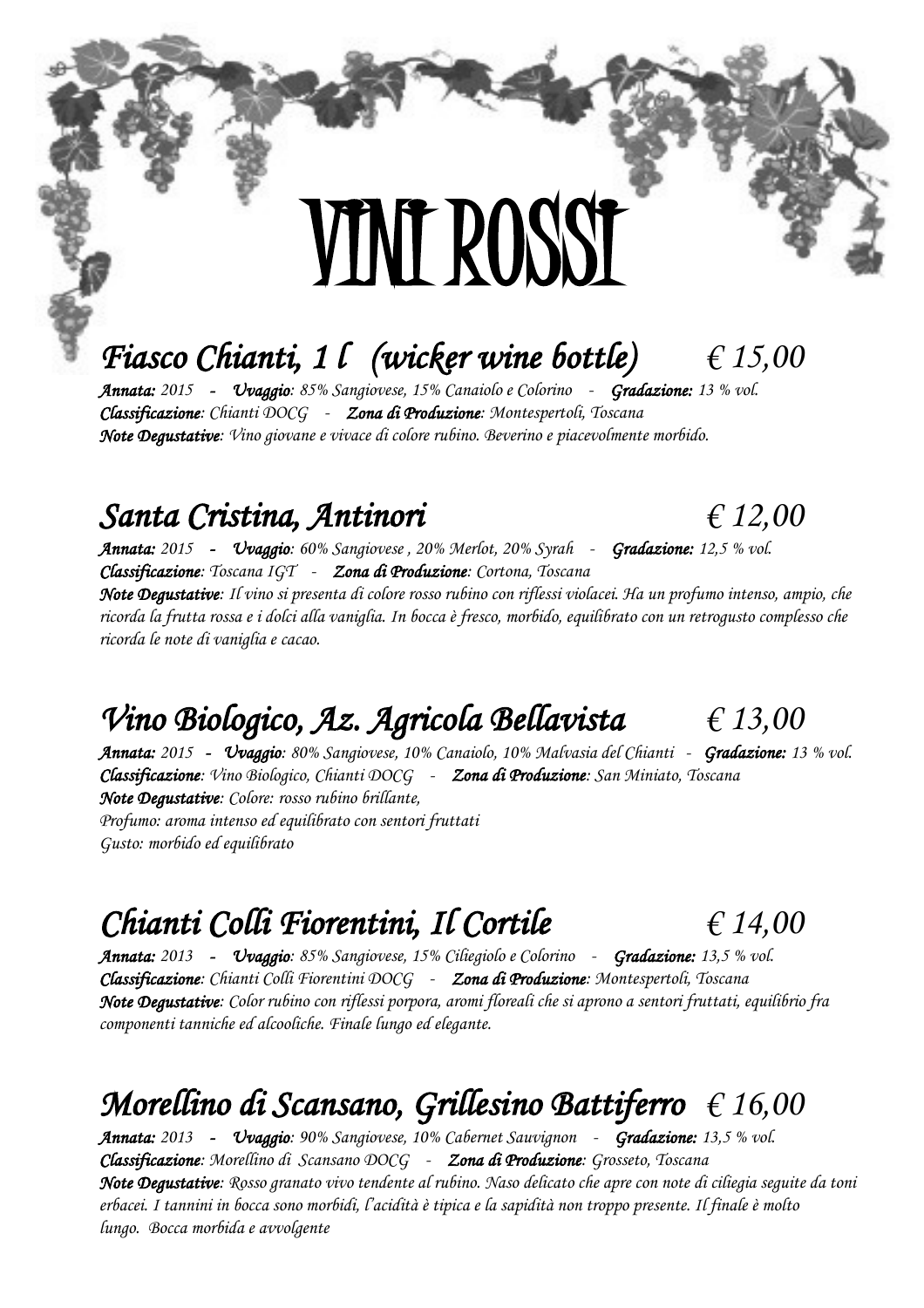# VINI ROSSI

## *Fiasco Chianti, 1 l (wicker wine bottle) € 15,00*

***Annata:*** *2015* – ***Uvaggio****: 85% Sangiovese, 15% Canaiolo e Colorino* - ***Gradazione:*** *13 % vol.*
***Classificazione****: Chianti DOCG* - ***Zona di Produzione****: Montespertoli, Toscana*
***Note Degustative****: Vino giovane e vivace di colore rubino. Beverino e piacevolmente morbido.*

## *Santa Cristina, Antinori € 12,00*

***Annata:*** *2015* – ***Uvaggio****: 60% Sangiovese , 20% Merlot, 20% Syrah* - ***Gradazione:*** *12,5 % vol.*
***Classificazione****: Toscana IGT* - ***Zona di Produzione****: Cortona, Toscana*
***Note Degustative****: Il vino si presenta di colore rosso rubino con riflessi violacei. Ha un profumo intenso, ampio, che ricorda la frutta rossa e i dolci alla vaniglia. In bocca è fresco, morbido, equilibrato con un retrogusto complesso che ricorda le note di vaniglia e cacao.*

## *Vino Biologico, Az. Agricola Bellavista € 13,00*

***Annata:*** *2015* – ***Uvaggio****: 80% Sangiovese, 10% Canaiolo, 10% Malvasia del Chianti* - ***Gradazione:*** *13 % vol.*
***Classificazione****: Vino Biologico, Chianti DOCG* - ***Zona di Produzione****: San Miniato, Toscana*
***Note Degustative****: Colore: rosso rubino brillante,*
*Profumo: aroma intenso ed equilibrato con sentori fruttati*
*Gusto: morbido ed equilibrato*

## *Chianti Colli Fiorentini, Il Cortile € 14,00*

***Annata:*** *2013* – ***Uvaggio****: 85% Sangiovese, 15% Ciliegiolo e Colorino* - ***Gradazione:*** *13,5 % vol.*
***Classificazione****: Chianti Colli Fiorentini DOCG* - ***Zona di Produzione****: Montespertoli, Toscana*
***Note Degustative****: Color rubino con riflessi porpora, aromi floreali che si aprono a sentori fruttati, equilibrio fra componenti tanniche ed alcooliche. Finale lungo ed elegante.*

## *Morellino di Scansano, Grillesino Battiferro € 16,00*

***Annata:*** *2013* – ***Uvaggio****: 90% Sangiovese, 10% Cabernet Sauvignon* - ***Gradazione:*** *13,5 % vol.*
***Classificazione****: Morellino di Scansano DOCG* - ***Zona di Produzione****: Grosseto, Toscana*
***Note Degustative****: Rosso granato vivo tendente al rubino. Naso delicato che apre con note di ciliegia seguite da toni erbacei. I tannini in bocca sono morbidi, l'acidità è tipica e la sapidità non troppo presente. Il finale è molto lungo. Bocca morbida e avvolgente*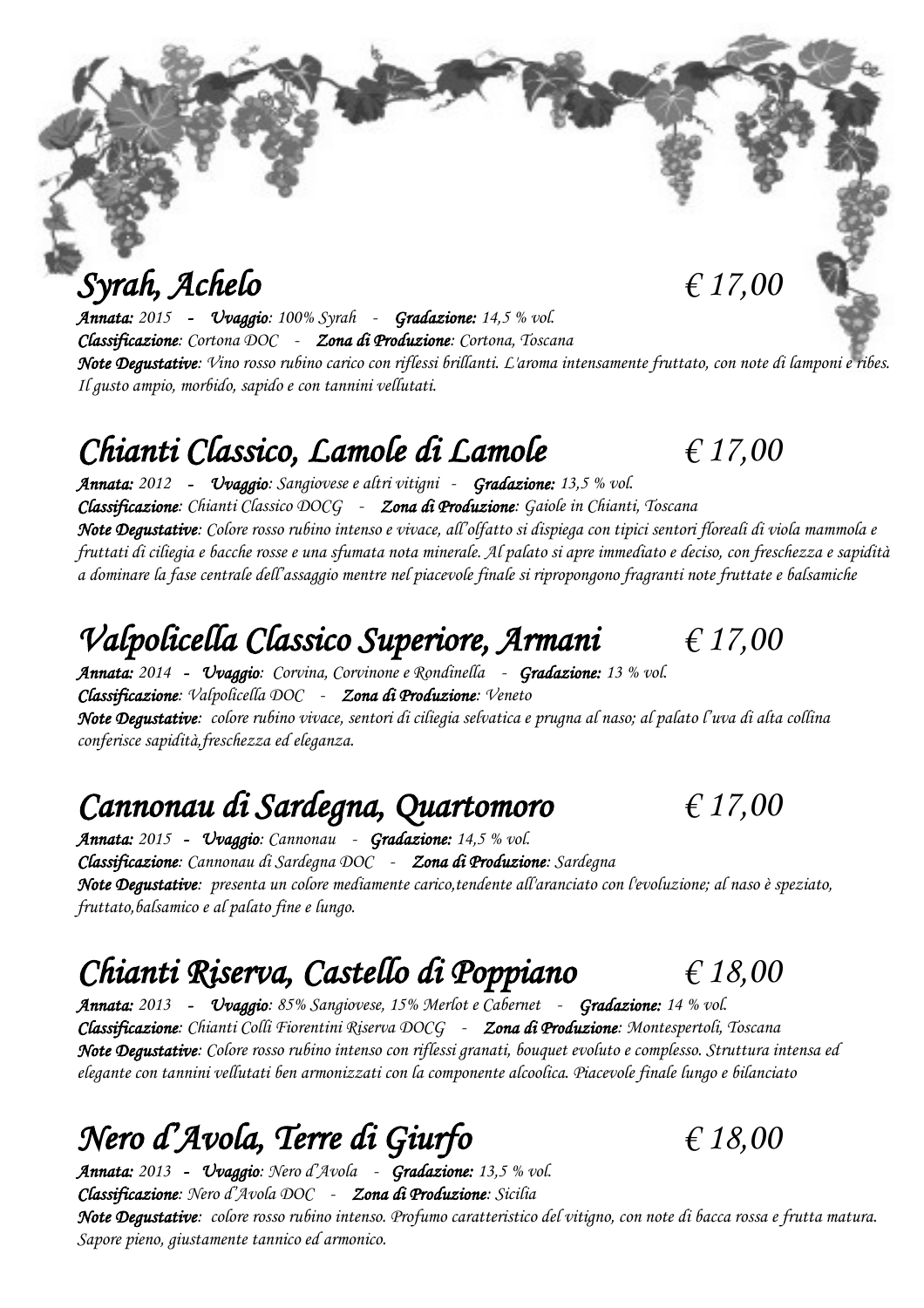## *Syrah, Achelo* *€ 17,00*

***Annata:*** *2015* **-** ***Uvaggio****: 100% Syrah* - ***Gradazione:*** *14,5 % vol.*
***Classificazione****: Cortona DOC* - ***Zona di Produzione****: Cortona, Toscana*
***Note Degustative****: Vino rosso rubino carico con riflessi brillanti. L'aroma intensamente fruttato, con note di lamponi e ribes. Il gusto ampio, morbido, sapido e con tannini vellutati.*

## *Chianti Classico, Lamole di Lamole* *€ 17,00*

***Annata:*** *2012* **-** ***Uvaggio****: Sangiovese e altri vitigni* - ***Gradazione:*** *13,5 % vol.*
***Classificazione****: Chianti Classico DOCG* - ***Zona di Produzione****: Gaiole in Chianti, Toscana*
***Note Degustative****: Colore rosso rubino intenso e vivace, all'olfatto si dispiega con tipici sentori floreali di viola mammola e fruttati di ciliegia e bacche rosse e una sfumata nota minerale. Al palato si apre immediato e deciso, con freschezza e sapidità a dominare la fase centrale dell'assaggio mentre nel piacevole finale si ripropongono fragranti note fruttate e balsamiche*

## *Valpolicella Classico Superiore, Armani* *€ 17,00*

***Annata:*** *2014* **-** ***Uvaggio****: Corvina, Corvinone e Rondinella* - ***Gradazione:*** *13 % vol.*
***Classificazione****: Valpolicella DOC* - ***Zona di Produzione****: Veneto*
***Note Degustative****: colore rubino vivace, sentori di ciliegia selvatica e prugna al naso; al palato l'uva di alta collina conferisce sapidità,freschezza ed eleganza.*

## *Cannonau di Sardegna, Quartomoro* *€ 17,00*

***Annata:*** *2015* **-** ***Uvaggio****: Cannonau* - ***Gradazione:*** *14,5 % vol.*
***Classificazione****: Cannonau di Sardegna DOC* - ***Zona di Produzione****: Sardegna*
***Note Degustative****: presenta un colore mediamente carico,tendente all'aranciato con l'evoluzione; al naso è speziato, fruttato,balsamico e al palato fine e lungo.*

## *Chianti Riserva, Castello di Poppiano* *€ 18,00*

***Annata:*** *2013* **-** ***Uvaggio****: 85% Sangiovese, 15% Merlot e Cabernet* - ***Gradazione:*** *14 % vol.*
***Classificazione****: Chianti Colli Fiorentini Riserva DOCG* - ***Zona di Produzione****: Montespertoli, Toscana*
***Note Degustative****: Colore rosso rubino intenso con riflessi granati, bouquet evoluto e complesso. Struttura intensa ed elegante con tannini vellutati ben armonizzati con la componente alcoolica. Piacevole finale lungo e bilanciato*

## *Nero d'Avola, Terre di Giurfo* *€ 18,00*

***Annata:*** *2013* **-** ***Uvaggio****: Nero d'Avola* - ***Gradazione:*** *13,5 % vol.*
***Classificazione****: Nero d'Avola DOC* - ***Zona di Produzione****: Sicilia*
***Note Degustative****: colore rosso rubino intenso. Profumo caratteristico del vitigno, con note di bacca rossa e frutta matura. Sapore pieno, giustamente tannico ed armonico.*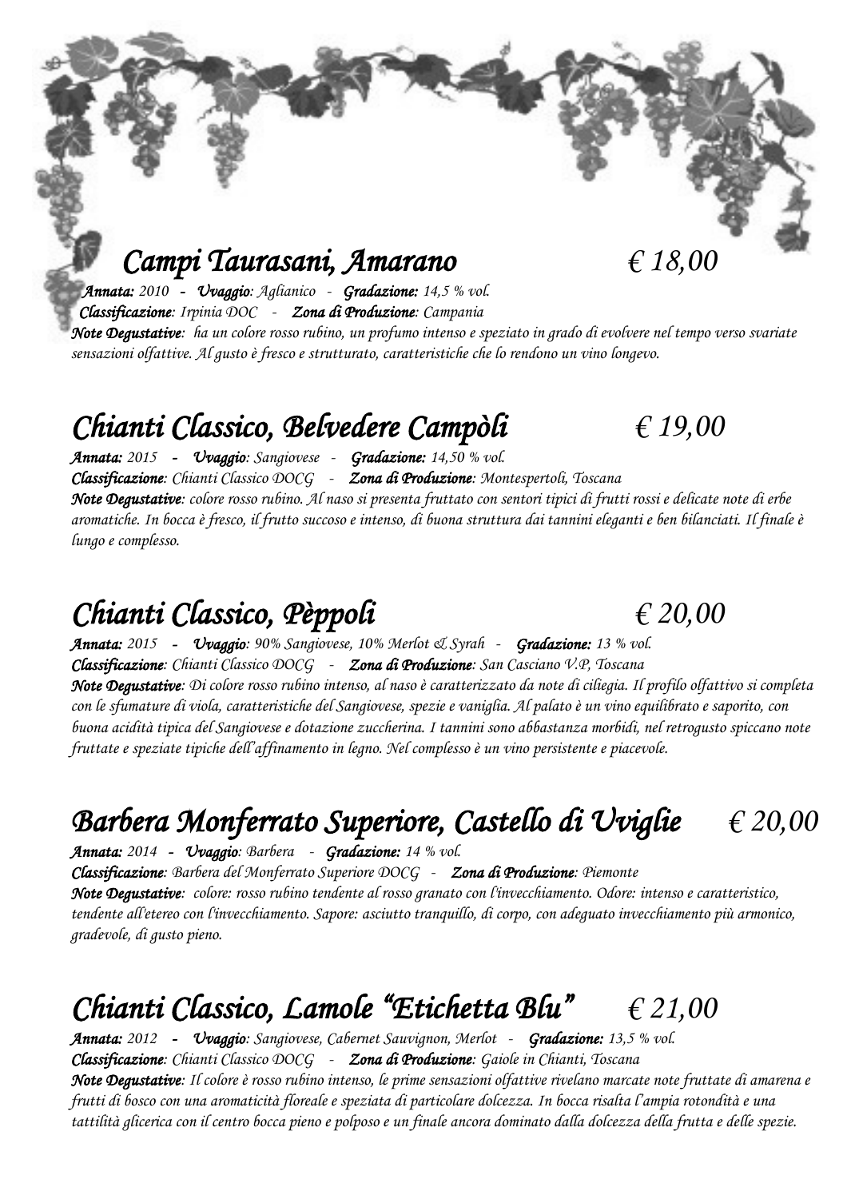## *Campi Taurasani, Amarano* *€ 18,00*

***Annata:*** *2010* - ***Uvaggio:*** *Aglianico* - ***Gradazione:*** *14,5 % vol.*
***Classificazione:*** *Irpinia DOC* - ***Zona di Produzione:*** *Campania*
***Note Degustative:*** *ha un colore rosso rubino, un profumo intenso e speziato in grado di evolvere nel tempo verso svariate sensazioni olfattive. Al gusto è fresco e strutturato, caratteristiche che lo rendono un vino longevo.*

## *Chianti Classico, Belvedere Campòli* *€ 19,00*

***Annata:*** *2015* - ***Uvaggio:*** *Sangiovese* - ***Gradazione:*** *14,50 % vol.*
***Classificazione:*** *Chianti Classico DOCG* - ***Zona di Produzione:*** *Montespertoli, Toscana*
***Note Degustative:*** *colore rosso rubino. Al naso si presenta fruttato con sentori tipici di frutti rossi e delicate note di erbe aromatiche. In bocca è fresco, il frutto succoso e intenso, di buona struttura dai tannini eleganti e ben bilanciati. Il finale è lungo e complesso.*

## *Chianti Classico, Pèppoli* *€ 20,00*

***Annata:*** *2015* - ***Uvaggio:*** *90% Sangiovese, 10% Merlot & Syrah* - ***Gradazione:*** *13 % vol.*
***Classificazione:*** *Chianti Classico DOCG* - ***Zona di Produzione:*** *San Casciano V.P, Toscana*
***Note Degustative:*** *Di colore rosso rubino intenso, al naso è caratterizzato da note di ciliegia. Il profilo olfattivo si completa con le sfumature di viola, caratteristiche del Sangiovese, spezie e vaniglia. Al palato è un vino equilibrato e saporito, con buona acidità tipica del Sangiovese e dotazione zuccherina. I tannini sono abbastanza morbidi, nel retrogusto spiccano note fruttate e speziate tipiche dell'affinamento in legno. Nel complesso è un vino persistente e piacevole.*

## *Barbera Monferrato Superiore, Castello di Uviglie* *€ 20,00*

***Annata:*** *2014* - ***Uvaggio:*** *Barbera* - ***Gradazione:*** *14 % vol.*
***Classificazione:*** *Barbera del Monferrato Superiore DOCG* - ***Zona di Produzione:*** *Piemonte*
***Note Degustative:*** *colore: rosso rubino tendente al rosso granato con l'invecchiamento. Odore: intenso e caratteristico, tendente all'etereo con l'invecchiamento. Sapore: asciutto tranquillo, di corpo, con adeguato invecchiamento più armonico, gradevole, di gusto pieno.*

## *Chianti Classico, Lamole "Etichetta Blu"* *€ 21,00*

***Annata:*** *2012* - ***Uvaggio:*** *Sangiovese, Cabernet Sauvignon, Merlot* - ***Gradazione:*** *13,5 % vol.*
***Classificazione:*** *Chianti Classico DOCG* - ***Zona di Produzione:*** *Gaiole in Chianti, Toscana*
***Note Degustative:*** *Il colore è rosso rubino intenso, le prime sensazioni olfattive rivelano marcate note fruttate di amarena e frutti di bosco con una aromaticità floreale e speziata di particolare dolcezza. In bocca risalta l'ampia rotondità e una tattilità glicerica con il centro bocca pieno e polposo e un finale ancora dominato dalla dolcezza della frutta e delle spezie.*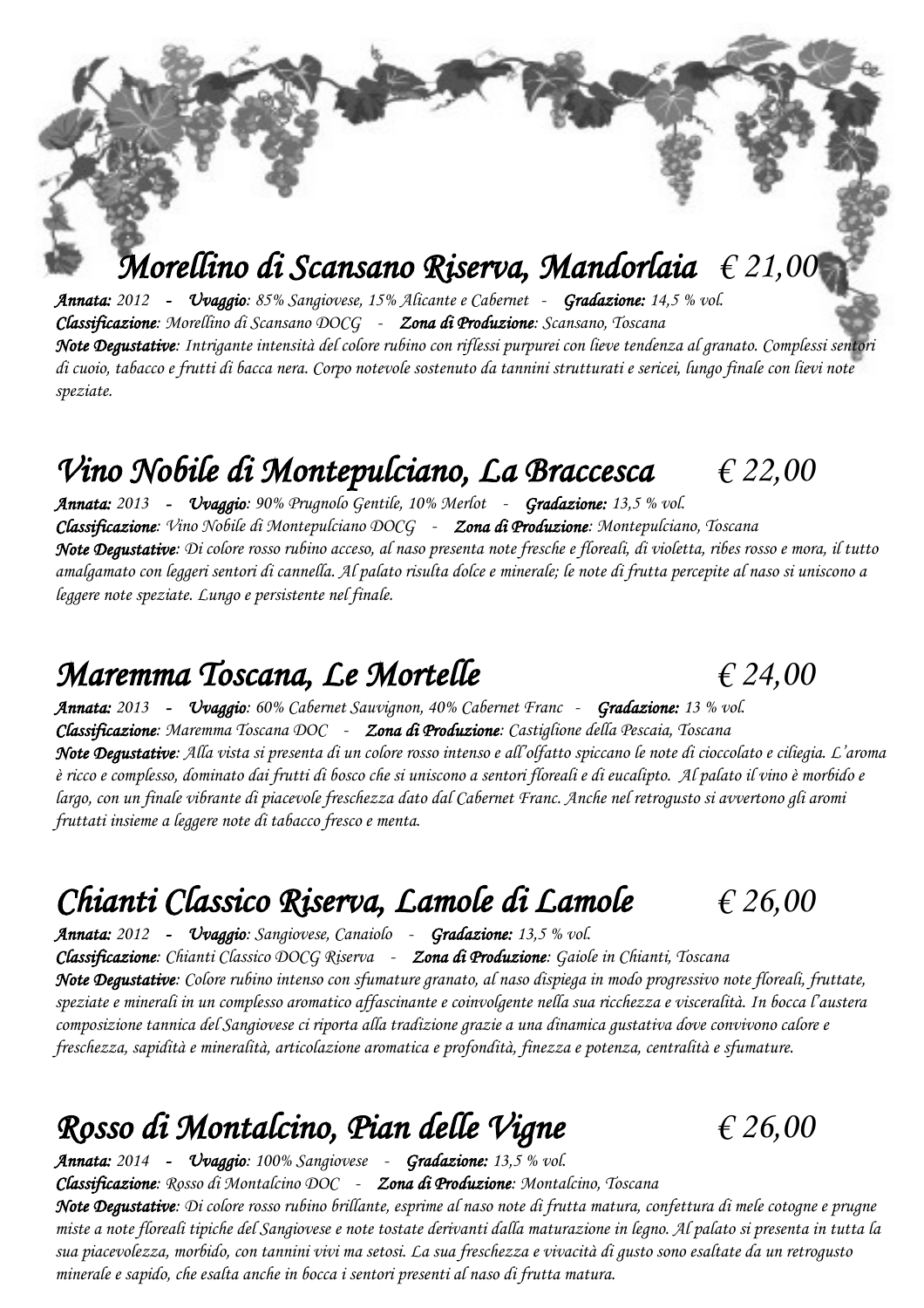## *Morellino di Scansano Riserva, Mandorlaia* € 21,00

***Annata:*** *2012* – ***Uvaggio****: 85% Sangiovese, 15% Alicante e Cabernet* - ***Gradazione:*** *14,5 % vol.*
***Classificazione****: Morellino di Scansano DOCG* - ***Zona di Produzione****: Scansano, Toscana*
***Note Degustative****: Intrigante intensità del colore rubino con riflessi purpurei con lieve tendenza al granato. Complessi sentori di cuoio, tabacco e frutti di bacca nera. Corpo notevole sostenuto da tannini strutturati e sericei, lungo finale con lievi note speziate.*

## *Vino Nobile di Montepulciano, La Braccesca* € 22,00

***Annata:*** *2013* – ***Uvaggio****: 90% Prugnolo Gentile, 10% Merlot* - ***Gradazione:*** *13,5 % vol.*
***Classificazione****: Vino Nobile di Montepulciano DOCG* - ***Zona di Produzione****: Montepulciano, Toscana*
***Note Degustative****: Di colore rosso rubino acceso, al naso presenta note fresche e floreali, di violetta, ribes rosso e mora, il tutto amalgamato con leggeri sentori di cannella. Al palato risulta dolce e minerale; le note di frutta percepite al naso si uniscono a leggere note speziate. Lungo e persistente nel finale.*

## *Maremma Toscana, Le Mortelle* € 24,00

***Annata:*** *2013* – ***Uvaggio****: 60% Cabernet Sauvignon, 40% Cabernet Franc* - ***Gradazione:*** *13 % vol.*
***Classificazione****: Maremma Toscana DOC* - ***Zona di Produzione****: Castiglione della Pescaia, Toscana*
***Note Degustative****: Alla vista si presenta di un colore rosso intenso e all'olfatto spiccano le note di cioccolato e ciliegia. L'aroma è ricco e complesso, dominato dai frutti di bosco che si uniscono a sentori floreali e di eucalipto. Al palato il vino è morbido e largo, con un finale vibrante di piacevole freschezza dato dal Cabernet Franc. Anche nel retrogusto si avvertono gli aromi fruttati insieme a leggere note di tabacco fresco e menta.*

## *Chianti Classico Riserva, Lamole di Lamole* € 26,00

***Annata:*** *2012* – ***Uvaggio****: Sangiovese, Canaiolo* - ***Gradazione:*** *13,5 % vol.*
***Classificazione****: Chianti Classico DOCG Riserva* - ***Zona di Produzione****: Gaiole in Chianti, Toscana*
***Note Degustative****: Colore rubino intenso con sfumature granato, al naso dispiega in modo progressivo note floreali, fruttate, speziate e minerali in un complesso aromatico affascinante e coinvolgente nella sua ricchezza e visceralità. In bocca l'austera composizione tannica del Sangiovese ci riporta alla tradizione grazie a una dinamica gustativa dove convivono calore e freschezza, sapidità e mineralità, articolazione aromatica e profondità, finezza e potenza, centralità e sfumature.*

## *Rosso di Montalcino, Pian delle Vigne* € 26,00

***Annata:*** *2014* – ***Uvaggio****: 100% Sangiovese* - ***Gradazione:*** *13,5 % vol.*
***Classificazione****: Rosso di Montalcino DOC* - ***Zona di Produzione****: Montalcino, Toscana*
***Note Degustative****: Di colore rosso rubino brillante, esprime al naso note di frutta matura, confettura di mele cotogne e prugne miste a note floreali tipiche del Sangiovese e note tostate derivanti dalla maturazione in legno. Al palato si presenta in tutta la sua piacevolezza, morbido, con tannini vivi ma setosi. La sua freschezza e vivacità di gusto sono esaltate da un retrogusto minerale e sapido, che esalta anche in bocca i sentori presenti al naso di frutta matura.*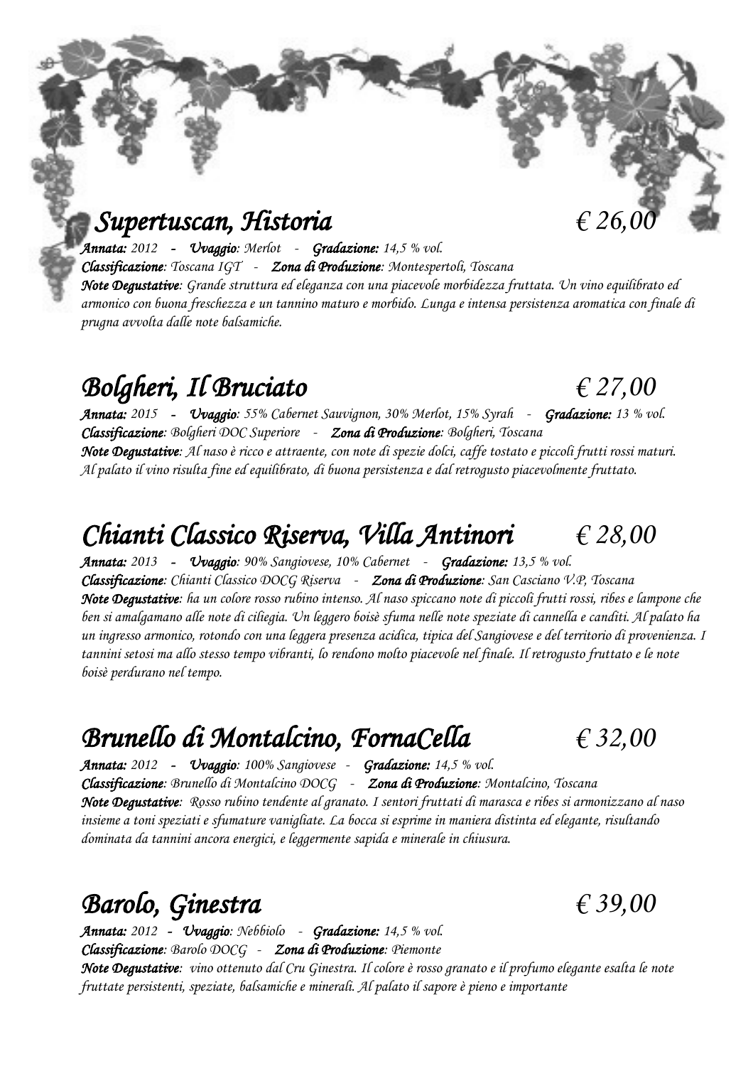## *Supertuscan, Historia* € 26,00

***Annata:*** *2012* **–** ***Uvaggio****: Merlot* - ***Gradazione:*** *14,5 % vol.*
***Classificazione****: Toscana IGT* - ***Zona di Produzione****: Montespertoli, Toscana*
***Note Degustative****: Grande struttura ed eleganza con una piacevole morbidezza fruttata. Un vino equilibrato ed armonico con buona freschezza e un tannino maturo e morbido. Lunga e intensa persistenza aromatica con finale di prugna avvolta dalle note balsamiche.*

## *Bolgheri, Il Bruciato* € 27,00

***Annata:*** *2015* **–** ***Uvaggio****: 55% Cabernet Sauvignon, 30% Merlot, 15% Syrah* - ***Gradazione:*** *13 % vol.*
***Classificazione****: Bolgheri DOC Superiore* - ***Zona di Produzione****: Bolgheri, Toscana*
***Note Degustative****: Al naso è ricco e attraente, con note di spezie dolci, caffe tostato e piccoli frutti rossi maturi. Al palato il vino risulta fine ed equilibrato, di buona persistenza e dal retrogusto piacevolmente fruttato.*

## *Chianti Classico Riserva, Villa Antinori* € 28,00

***Annata:*** *2013* **–** ***Uvaggio****: 90% Sangiovese, 10% Cabernet* - ***Gradazione:*** *13,5 % vol.*
***Classificazione****: Chianti Classico DOCG Riserva* - ***Zona di Produzione****: San Casciano V.P, Toscana*
***Note Degustative****: ha un colore rosso rubino intenso. Al naso spiccano note di piccoli frutti rossi, ribes e lampone che ben si amalgamano alle note di ciliegia. Un leggero boisè sfuma nelle note speziate di cannella e canditi. Al palato ha un ingresso armonico, rotondo con una leggera presenza acidica, tipica del Sangiovese e del territorio di provenienza. I tannini setosi ma allo stesso tempo vibranti, lo rendono molto piacevole nel finale. Il retrogusto fruttato e le note boisè perdurano nel tempo.*

## *Brunello di Montalcino, FornaCella* € 32,00

***Annata:*** *2012* **–** ***Uvaggio****: 100% Sangiovese* - ***Gradazione:*** *14,5 % vol.*
***Classificazione****: Brunello di Montalcino DOCG* - ***Zona di Produzione****: Montalcino, Toscana*
***Note Degustative****: Rosso rubino tendente al granato. I sentori fruttati di marasca e ribes si armonizzano al naso insieme a toni speziati e sfumature vanigliate. La bocca si esprime in maniera distinta ed elegante, risultando dominata da tannini ancora energici, e leggermente sapida e minerale in chiusura.*

## *Barolo, Ginestra* € 39,00

***Annata:*** *2012* **–** ***Uvaggio****: Nebbiolo* - ***Gradazione:*** *14,5 % vol.*
***Classificazione****: Barolo DOCG* - ***Zona di Produzione****: Piemonte*
***Note Degustative****: vino ottenuto dal Cru Ginestra. Il colore è rosso granato e il profumo elegante esalta le note fruttate persistenti, speziate, balsamiche e minerali. Al palato il sapore è pieno e importante*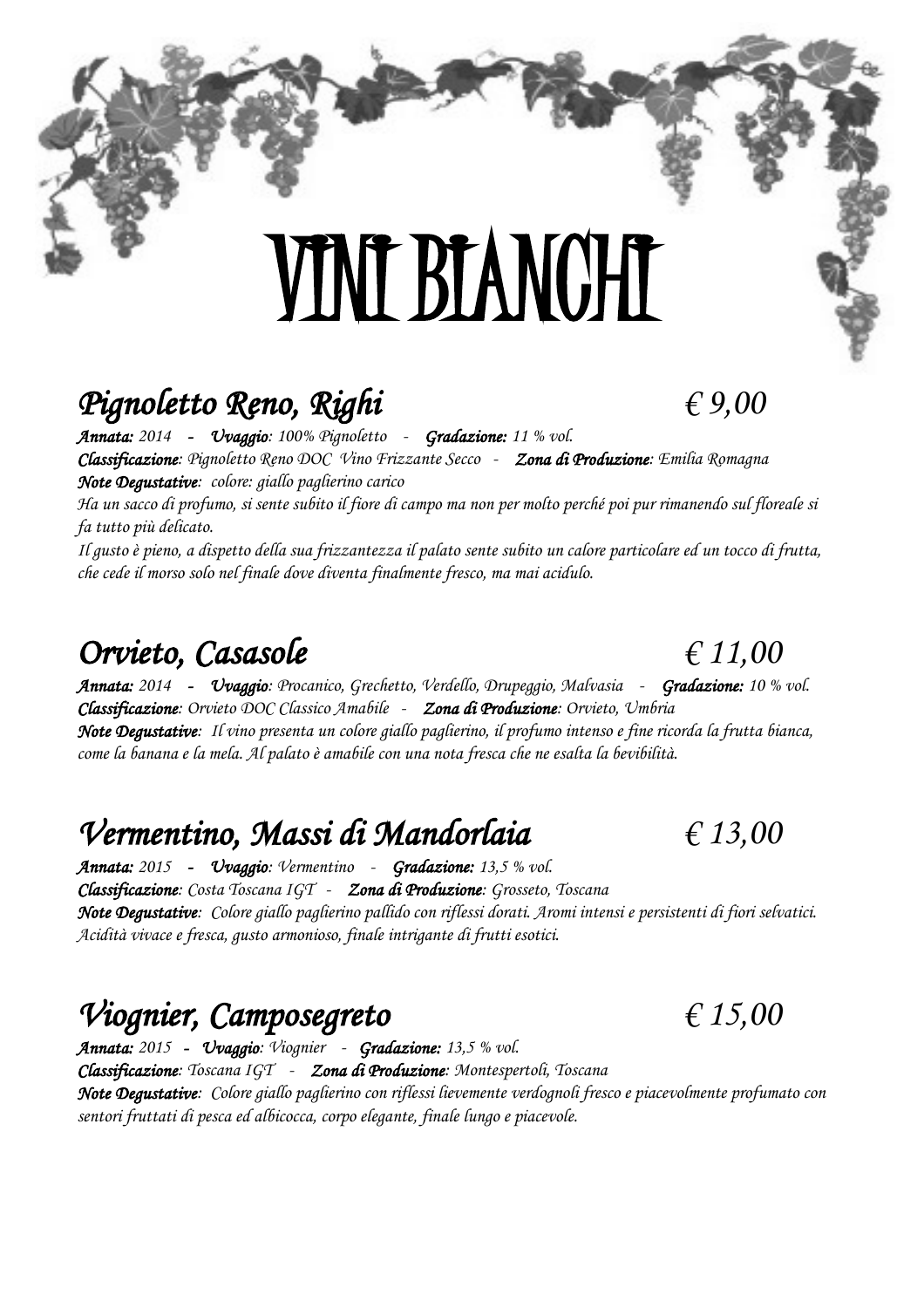# VINI BIANCHI

## *Pignoletto Reno, Righi* *€ 9,00*

***Annata:*** *2014* **–** ***Uvaggio****: 100% Pignoletto* - ***Gradazione:*** *11 % vol.*
***Classificazione****: Pignoletto Reno DOC Vino Frizzante Secco* - ***Zona di Produzione****: Emilia Romagna*
***Note Degustative****: colore: giallo paglierino carico*
*Ha un sacco di profumo, si sente subito il fiore di campo ma non per molto perché poi pur rimanendo sul floreale si fa tutto più delicato.*
*Il gusto è pieno, a dispetto della sua frizzantezza il palato sente subito un calore particolare ed un tocco di frutta, che cede il morso solo nel finale dove diventa finalmente fresco, ma mai acidulo.*

## *Orvieto, Casasole* *€ 11,00*

***Annata:*** *2014* **–** ***Uvaggio****: Procanico, Grechetto, Verdello, Drupeggio, Malvasia* - ***Gradazione:*** *10 % vol.*
***Classificazione****: Orvieto DOC Classico Amabile* - ***Zona di Produzione****: Orvieto, Umbria*
***Note Degustative****: Il vino presenta un colore giallo paglierino, il profumo intenso e fine ricorda la frutta bianca, come la banana e la mela. Al palato è amabile con una nota fresca che ne esalta la bevibilità.*

## *Vermentino, Massi di Mandorlaia* *€ 13,00*

***Annata:*** *2015* **–** ***Uvaggio****: Vermentino* - ***Gradazione:*** *13,5 % vol.*
***Classificazione****: Costa Toscana IGT* - ***Zona di Produzione****: Grosseto, Toscana*
***Note Degustative****: Colore giallo paglierino pallido con riflessi dorati. Aromi intensi e persistenti di fiori selvatici. Acidità vivace e fresca, gusto armonioso, finale intrigante di frutti esotici.*

## *Viognier, Camposegreto* *€ 15,00*

***Annata:*** *2015* **–** ***Uvaggio****: Viognier* - ***Gradazione:*** *13,5 % vol.*
***Classificazione****: Toscana IGT* - ***Zona di Produzione****: Montespertoli, Toscana*
***Note Degustative****: Colore giallo paglierino con riflessi lievemente verdognoli fresco e piacevolmente profumato con sentori fruttati di pesca ed albicocca, corpo elegante, finale lungo e piacevole.*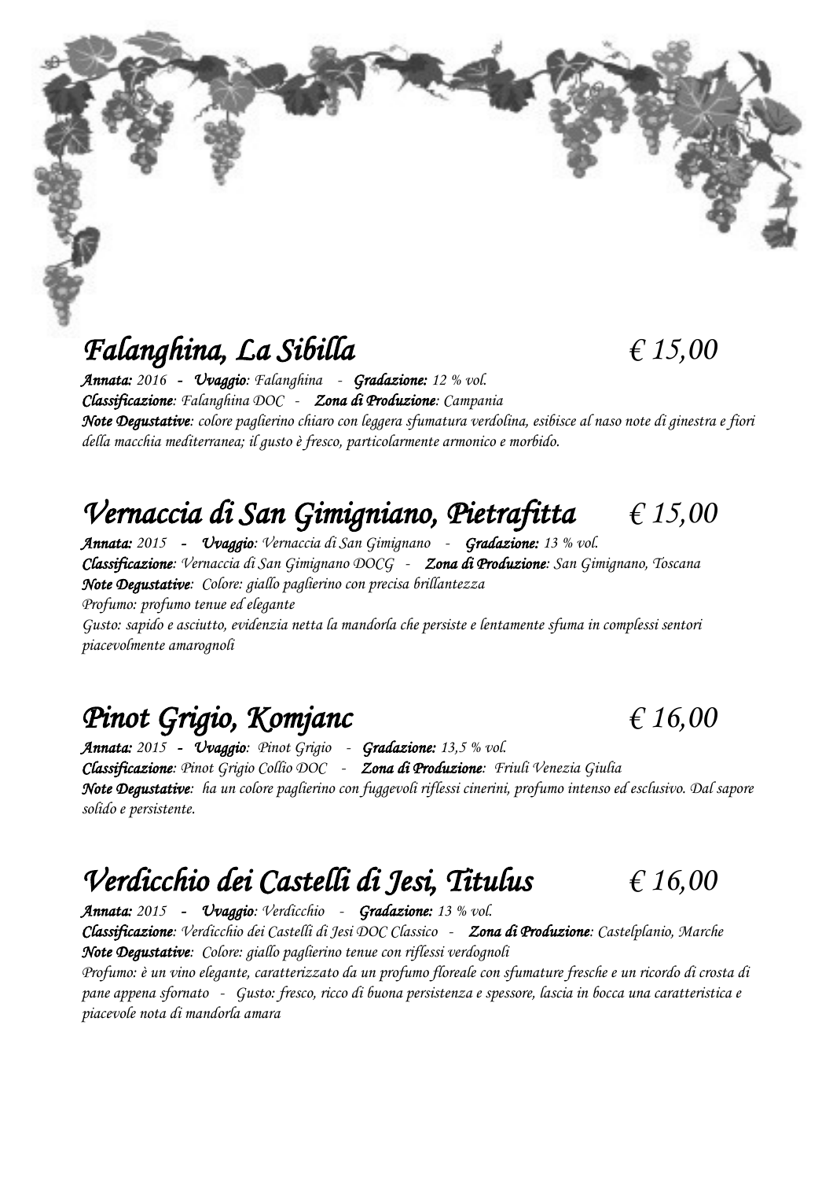## *Falanghina, La Sibilla* *€ 15,00*

***Annata:*** *2016* **-** ***Uvaggio****: Falanghina* - ***Gradazione:*** *12 % vol.*
***Classificazione****: Falanghina DOC* - ***Zona di Produzione****: Campania*
***Note Degustative****: colore paglierino chiaro con leggera sfumatura verdolina, esibisce al naso note di ginestra e fiori della macchia mediterranea; il gusto è fresco, particolarmente armonico e morbido.*

## *Vernaccia di San Gimigniano, Pietrafitta* *€ 15,00*

***Annata:*** *2015* **-** ***Uvaggio****: Vernaccia di San Gimignano* - ***Gradazione:*** *13 % vol.*
***Classificazione****: Vernaccia di San Gimignano DOCG* - ***Zona di Produzione****: San Gimignano, Toscana*
***Note Degustative****: Colore: giallo paglierino con precisa brillantezza*
*Profumo: profumo tenue ed elegante*
*Gusto: sapido e asciutto, evidenzia netta la mandorla che persiste e lentamente sfuma in complessi sentori piacevolmente amarognoli*

## *Pinot Grigio, Komjanc* *€ 16,00*

***Annata:*** *2015* **-** ***Uvaggio****: Pinot Grigio* - ***Gradazione:*** *13,5 % vol.*
***Classificazione****: Pinot Grigio Collio DOC* - ***Zona di Produzione****: Friuli Venezia Giulia*
***Note Degustative****: ha un colore paglierino con fuggevoli riflessi cinerini, profumo intenso ed esclusivo. Dal sapore solido e persistente.*

## *Verdicchio dei Castelli di Jesi, Titulus* *€ 16,00*

***Annata:*** *2015* **-** ***Uvaggio****: Verdicchio* - ***Gradazione:*** *13 % vol.*
***Classificazione****: Verdicchio dei Castelli di Jesi DOC Classico* - ***Zona di Produzione****: Castelplanio, Marche*
***Note Degustative****: Colore: giallo paglierino tenue con riflessi verdognoli*
*Profumo: è un vino elegante, caratterizzato da un profumo floreale con sfumature fresche e un ricordo di crosta di pane appena sfornato - Gusto: fresco, ricco di buona persistenza e spessore, lascia in bocca una caratteristica e piacevole nota di mandorla amara*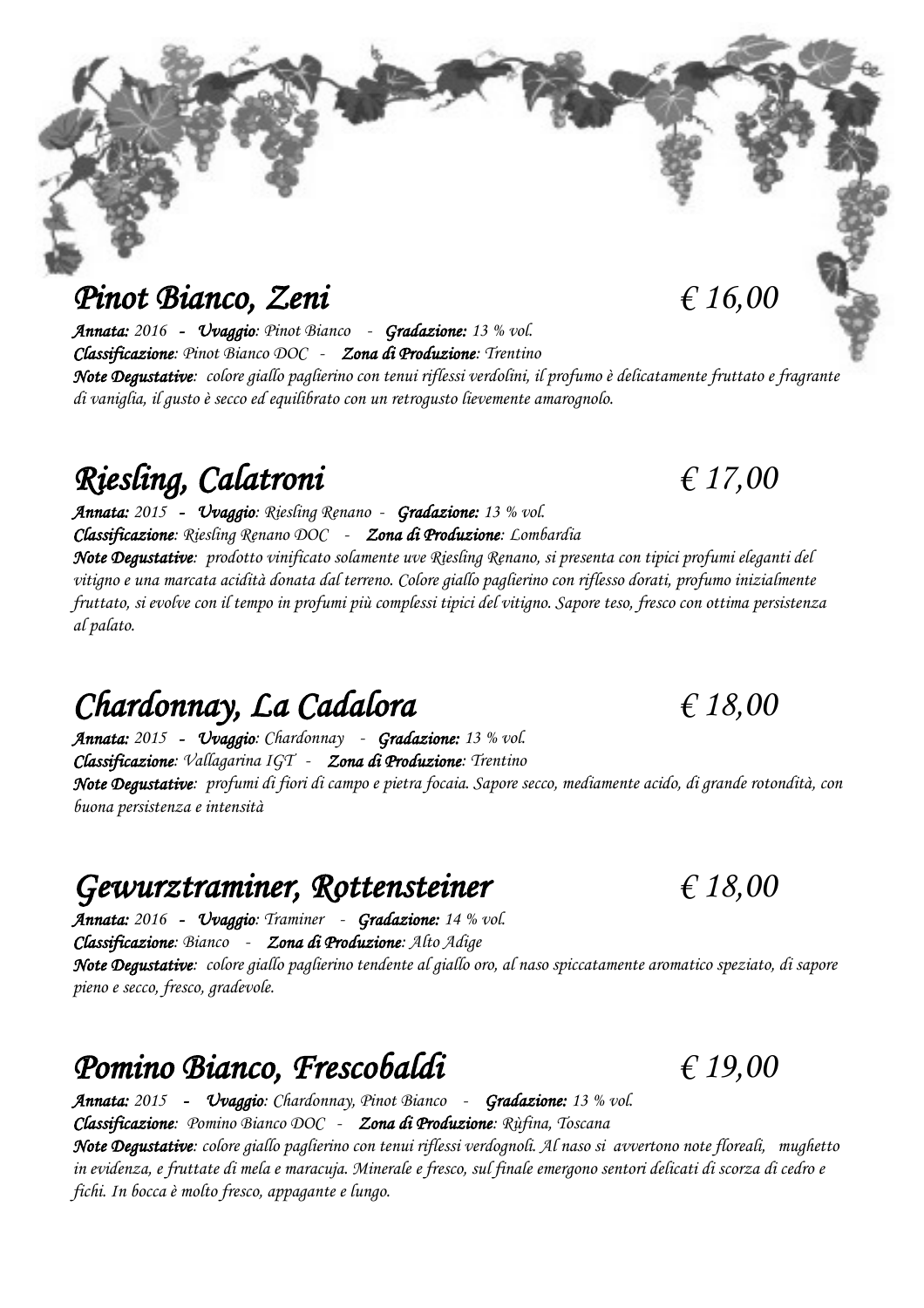## *Pinot Bianco, Zeni* *€ 16,00*

***Annata:*** *2016* **–** ***Uvaggio****: Pinot Bianco* - ***Gradazione:*** *13 % vol.*
***Classificazione****: Pinot Bianco DOC* - ***Zona di Produzione****: Trentino*
***Note Degustative****: colore giallo paglierino con tenui riflessi verdolini, il profumo è delicatamente fruttato e fragrante di vaniglia, il gusto è secco ed equilibrato con un retrogusto lievemente amarognolo.*

## *Riesling, Calatroni* *€ 17,00*

***Annata:*** *2015* **–** ***Uvaggio****: Riesling Renano* - ***Gradazione:*** *13 % vol.*
***Classificazione****: Riesling Renano DOC* - ***Zona di Produzione****: Lombardia*
***Note Degustative****: prodotto vinificato solamente uve Riesling Renano, si presenta con tipici profumi eleganti del vitigno e una marcata acidità donata dal terreno. Colore giallo paglierino con riflesso dorati, profumo inizialmente fruttato, si evolve con il tempo in profumi più complessi tipici del vitigno. Sapore teso, fresco con ottima persistenza al palato.*

## *Chardonnay, La Cadalora* *€ 18,00*

***Annata:*** *2015* **–** ***Uvaggio****: Chardonnay* - ***Gradazione:*** *13 % vol.*
***Classificazione****: Vallagarina IGT* - ***Zona di Produzione****: Trentino*
***Note Degustative****: profumi di fiori di campo e pietra focaia. Sapore secco, mediamente acido, di grande rotondità, con buona persistenza e intensità*

## *Gewurztraminer, Rottensteiner* *€ 18,00*

***Annata:*** *2016* **–** ***Uvaggio****: Traminer* - ***Gradazione:*** *14 % vol.*
***Classificazione****: Bianco* - ***Zona di Produzione****: Alto Adige*
***Note Degustative****: colore giallo paglierino tendente al giallo oro, al naso spiccatamente aromatico speziato, di sapore pieno e secco, fresco, gradevole.*

## *Pomino Bianco, Frescobaldi* *€ 19,00*

***Annata:*** *2015* **–** ***Uvaggio****: Chardonnay, Pinot Bianco* - ***Gradazione:*** *13 % vol.*
***Classificazione****: Pomino Bianco DOC* - ***Zona di Produzione****: Rùfina, Toscana*
***Note Degustative****: colore giallo paglierino con tenui riflessi verdognoli. Al naso si avvertono note floreali, mughetto in evidenza, e fruttate di mela e maracuja. Minerale e fresco, sul finale emergono sentori delicati di scorza di cedro e fichi. In bocca è molto fresco, appagante e lungo.*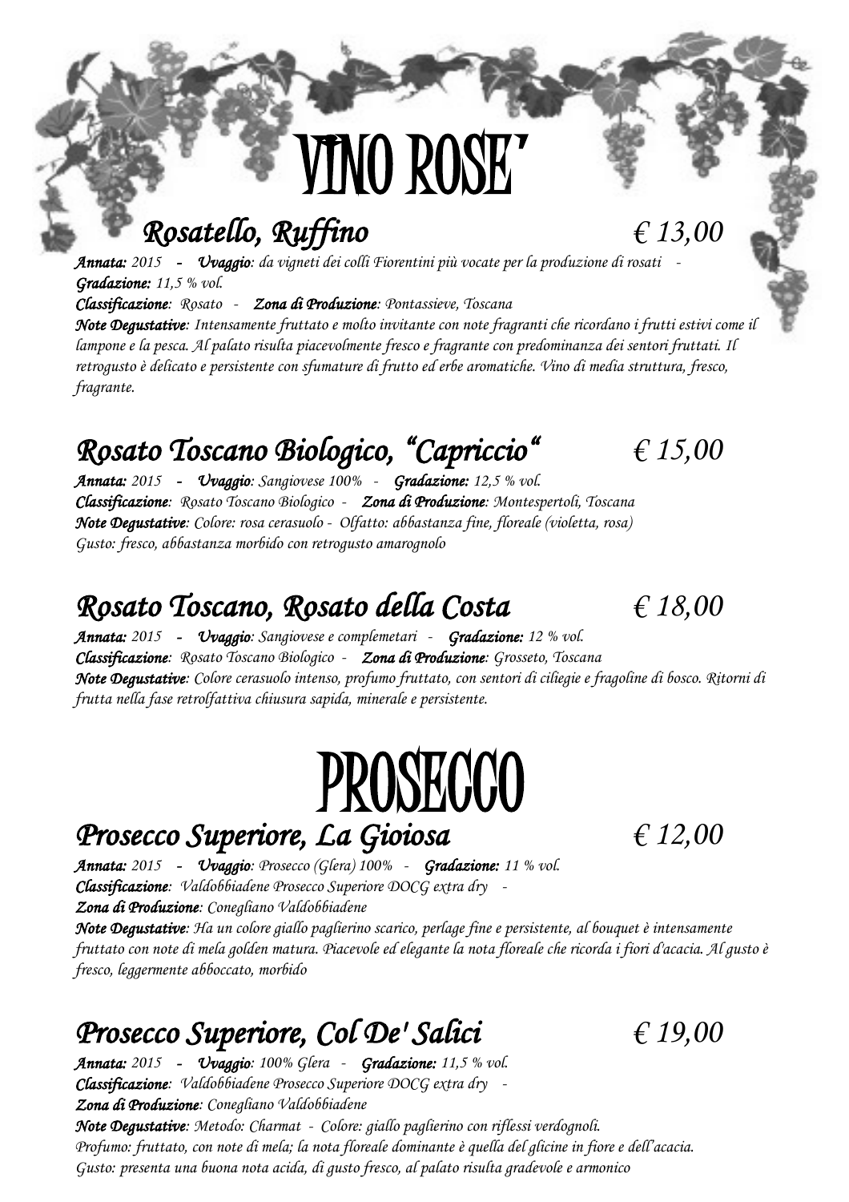# VINO ROSE'

## Rosatello, Ruffino € 13,00

***Annata:*** *2015* – ***Uvaggio****: da vigneti dei colli Fiorentini più vocate per la produzione di rosati* - ***Gradazione:*** *11,5 % vol.*
***Classificazione****: Rosato* - ***Zona di Produzione****: Pontassieve, Toscana*
***Note Degustative****: Intensamente fruttato e molto invitante con note fragranti che ricordano i frutti estivi come il lampone e la pesca. Al palato risulta piacevolmente fresco e fragrante con predominanza dei sentori fruttati. Il retrogusto è delicato e persistente con sfumature di frutto ed erbe aromatiche. Vino di media struttura, fresco, fragrante.*

## Rosato Toscano Biologico, "Capriccio" € 15,00

***Annata:*** *2015* – ***Uvaggio****: Sangiovese 100%* - ***Gradazione:*** *12,5 % vol.*
***Classificazione****: Rosato Toscano Biologico* - ***Zona di Produzione****: Montespertoli, Toscana*
***Note Degustative****: Colore: rosa cerasuolo - Olfatto: abbastanza fine, floreale (violetta, rosa)*
*Gusto: fresco, abbastanza morbido con retrogusto amarognolo*

## Rosato Toscano, Rosato della Costa € 18,00

***Annata:*** *2015* – ***Uvaggio****: Sangiovese e complemetari* - ***Gradazione:*** *12 % vol.*
***Classificazione****: Rosato Toscano Biologico* - ***Zona di Produzione****: Grosseto, Toscana*
***Note Degustative****: Colore cerasuolo intenso, profumo fruttato, con sentori di ciliegie e fragoline di bosco. Ritorni di frutta nella fase retrolfattiva chiusura sapida, minerale e persistente.*

# PROSECCO

## Prosecco Superiore, La Gioiosa € 12,00

***Annata:*** *2015* – ***Uvaggio****: Prosecco (Glera) 100%* - ***Gradazione:*** *11 % vol.*
***Classificazione****: Valdobbiadene Prosecco Superiore DOCG extra dry* -
***Zona di Produzione****: Conegliano Valdobbiadene*
***Note Degustative****: Ha un colore giallo paglierino scarico, perlage fine e persistente, al bouquet è intensamente fruttato con note di mela golden matura. Piacevole ed elegante la nota floreale che ricorda i fiori d'acacia. Al gusto è fresco, leggermente abboccato, morbido*

## Prosecco Superiore, Col De' Salici € 19,00

***Annata:*** *2015* – ***Uvaggio****: 100% Glera* - ***Gradazione:*** *11,5 % vol.*
***Classificazione****: Valdobbiadene Prosecco Superiore DOCG extra dry* -
***Zona di Produzione****: Conegliano Valdobbiadene*
***Note Degustative****: Metodo: Charmat - Colore: giallo paglierino con riflessi verdognoli.*
*Profumo: fruttato, con note di mela; la nota floreale dominante è quella del glicine in fiore e dell'acacia.*
*Gusto: presenta una buona nota acida, di gusto fresco, al palato risulta gradevole e armonico*